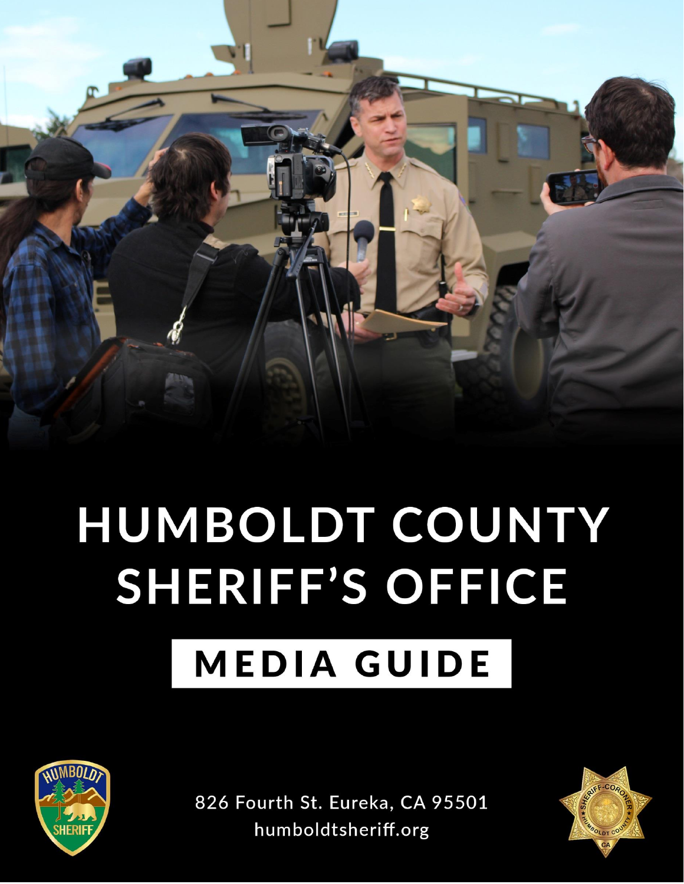# HUMBOLDT COUNTY SHERIFF'S OFFICE

## MEDIA GUIDE

826 Fourth St. Eureka, CA 95501

humboldtsheriff.org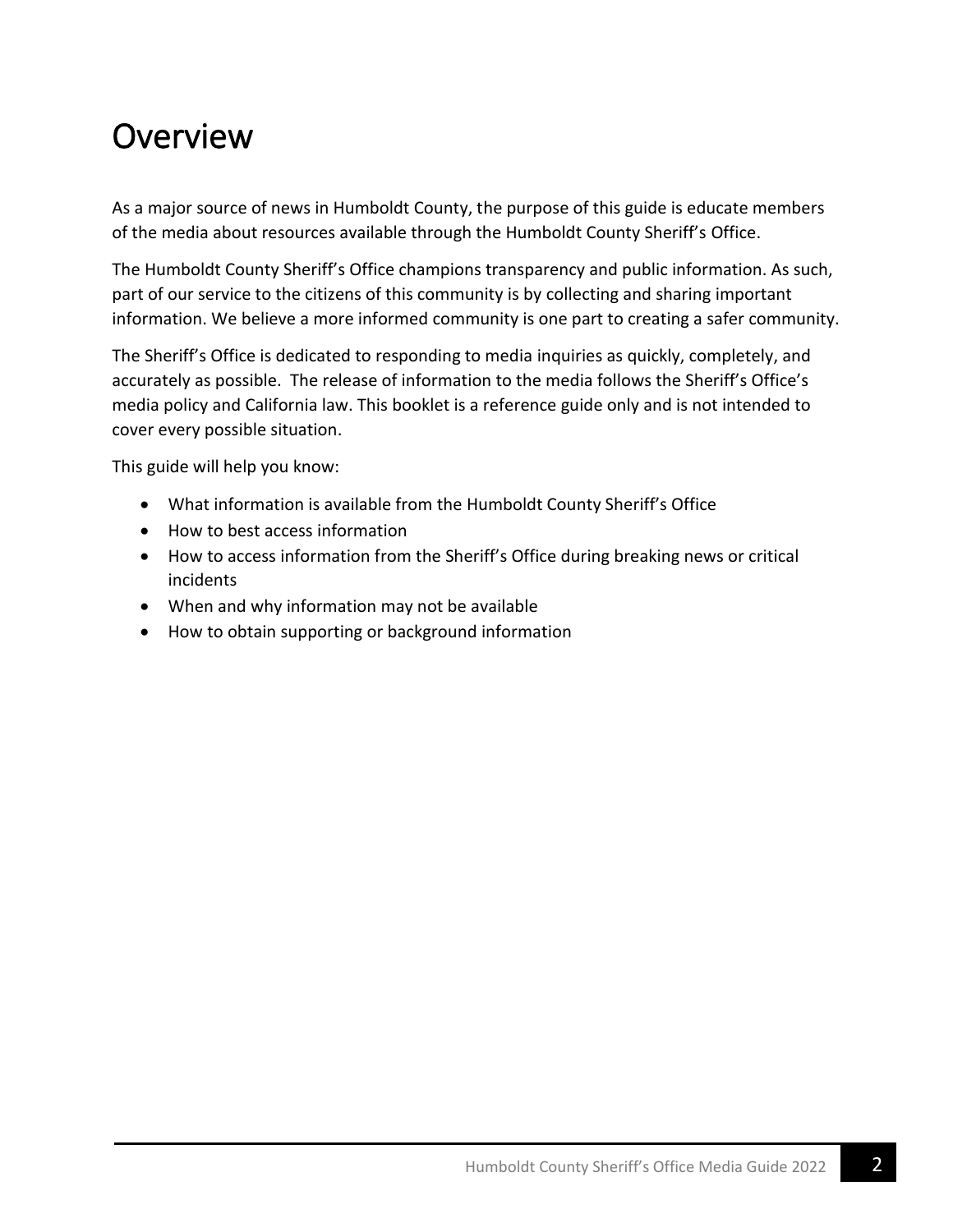# Overview

As a major source of news in Humboldt County, the purpose of this guide is educate members of the media about resources available through the Humboldt County Sheriff's Office.

The Humboldt County Sheriff's Office champions transparency and public information. As such, part of our service to the citizens of this community is by collecting and sharing important information. We believe a more informed community is one part to creating a safer community.

The Sheriff's Office is dedicated to responding to media inquiries as quickly, completely, and accurately as possible. The release of information to the media follows the Sheriff's Office's media policy and California law. This booklet is a reference guide only and is not intended to cover every possible situation.

This guide will help you know:

- What information is available from the Humboldt County Sheriff's Office
- How to best access information
- How to access information from the Sheriff's Office during breaking news or critical incidents
- When and why information may not be available
- How to obtain supporting or background information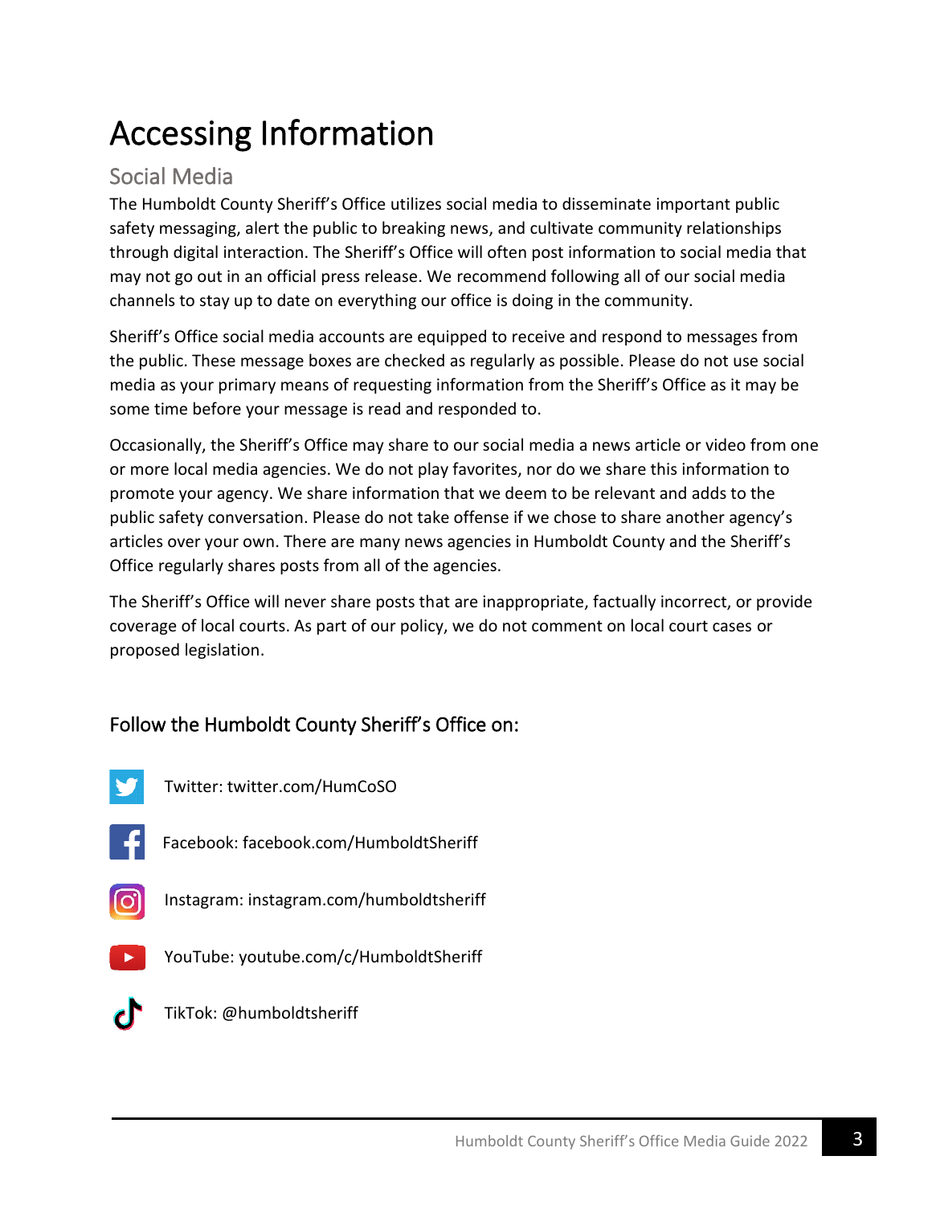# Accessing Information

## Social Media

The Humboldt County Sheriff's Office utilizes social media to disseminate important public safety messaging, alert the public to breaking news, and cultivate community relationships through digital interaction. The Sheriff's Office will often post information to social media that may not go out in an official press release. We recommend following all of our social media channels to stay up to date on everything our office is doing in the community.

Sheriff's Office social media accounts are equipped to receive and respond to messages from the public. These message boxes are checked as regularly as possible. Please do not use social media as your primary means of requesting information from the Sheriff's Office as it may be some time before your message is read and responded to.

Occasionally, the Sheriff's Office may share to our social media a news article or video from one or more local media agencies. We do not play favorites, nor do we share this information to promote your agency. We share information that we deem to be relevant and adds to the public safety conversation. Please do not take offense if we chose to share another agency's articles over your own. There are many news agencies in Humboldt County and the Sheriff's Office regularly shares posts from all of the agencies.

The Sheriff's Office will never share posts that are inappropriate, factually incorrect, or provide coverage of local courts. As part of our policy, we do not comment on local court cases or proposed legislation.

### Follow the Humboldt County Sheriff's Office on:

Twitter: twitter.com/HumCoSO

Facebook: facebook.com/HumboldtSheriff

Instagram: instagram.com/humboldtsheriff

YouTube: youtube.com/c/HumboldtSheriff

TikTok: @humboldtsheriff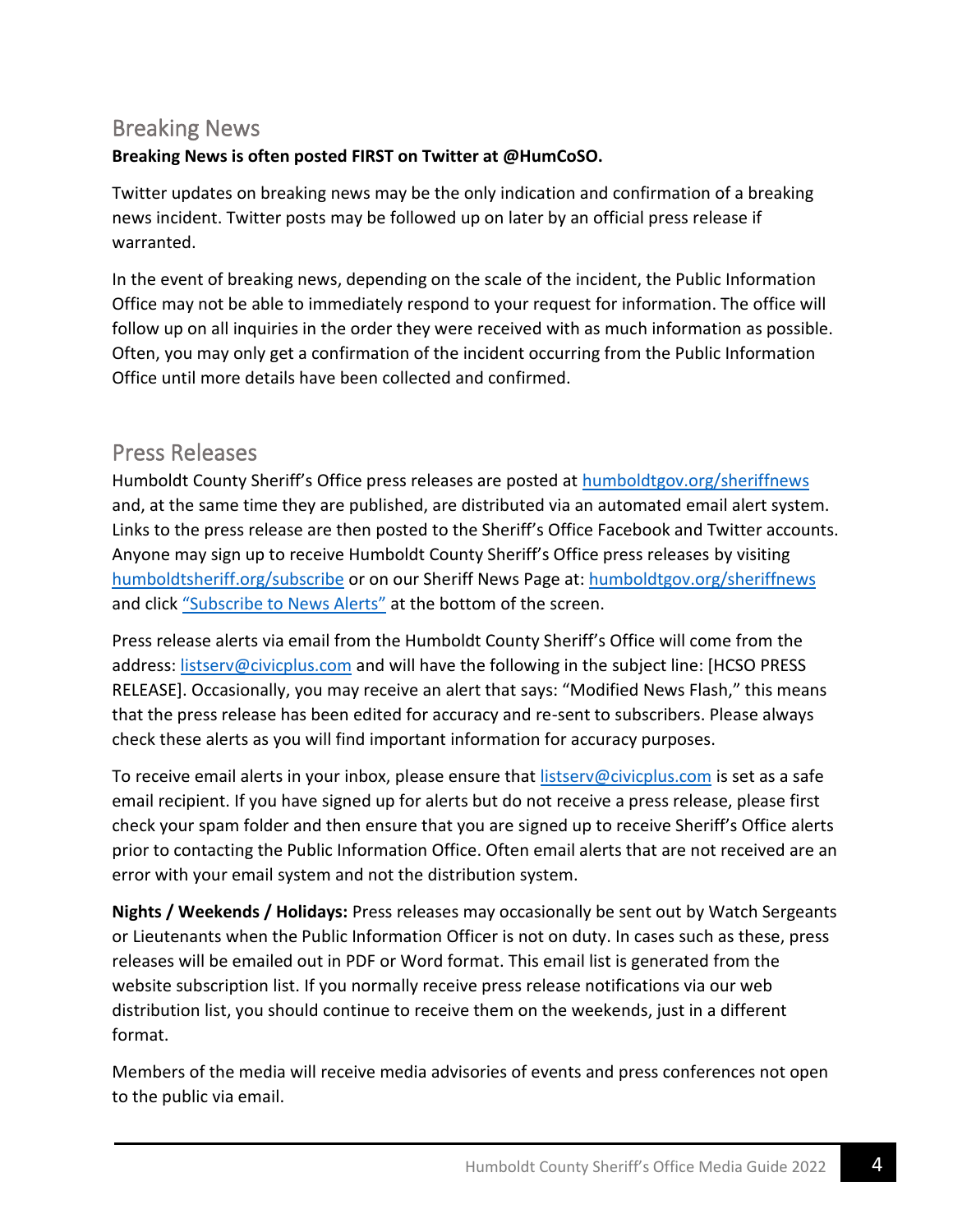## Breaking News

**Breaking News is often posted FIRST on Twitter at @HumCoSO.**

Twitter updates on breaking news may be the only indication and confirmation of a breaking news incident. Twitter posts may be followed up on later by an official press release if warranted.

In the event of breaking news, depending on the scale of the incident, the Public Information Office may not be able to immediately respond to your request for information. The office will follow up on all inquiries in the order they were received with as much information as possible. Often, you may only get a confirmation of the incident occurring from the Public Information Office until more details have been collected and confirmed.

## Press Releases

Humboldt County Sheriff's Office press releases are posted at humboldtgov.org/sheriffnews and, at the same time they are published, are distributed via an automated email alert system. Links to the press release are then posted to the Sheriff's Office Facebook and Twitter accounts. Anyone may sign up to receive Humboldt County Sheriff's Office press releases by visiting humboldtsheriff.org/subscribe or on our Sheriff News Page at: humboldtgov.org/sheriffnews and click "Subscribe to News Alerts" at the bottom of the screen.

Press release alerts via email from the Humboldt County Sheriff's Office will come from the address: listserv@civicplus.com and will have the following in the subject line: [HCSO PRESS RELEASE]. Occasionally, you may receive an alert that says: "Modified News Flash," this means that the press release has been edited for accuracy and re-sent to subscribers. Please always check these alerts as you will find important information for accuracy purposes.

To receive email alerts in your inbox, please ensure that listserv@civicplus.com is set as a safe email recipient. If you have signed up for alerts but do not receive a press release, please first check your spam folder and then ensure that you are signed up to receive Sheriff's Office alerts prior to contacting the Public Information Office. Often email alerts that are not received are an error with your email system and not the distribution system.

**Nights / Weekends / Holidays:** Press releases may occasionally be sent out by Watch Sergeants or Lieutenants when the Public Information Officer is not on duty. In cases such as these, press releases will be emailed out in PDF or Word format. This email list is generated from the website subscription list. If you normally receive press release notifications via our web distribution list, you should continue to receive them on the weekends, just in a different format.

Members of the media will receive media advisories of events and press conferences not open to the public via email.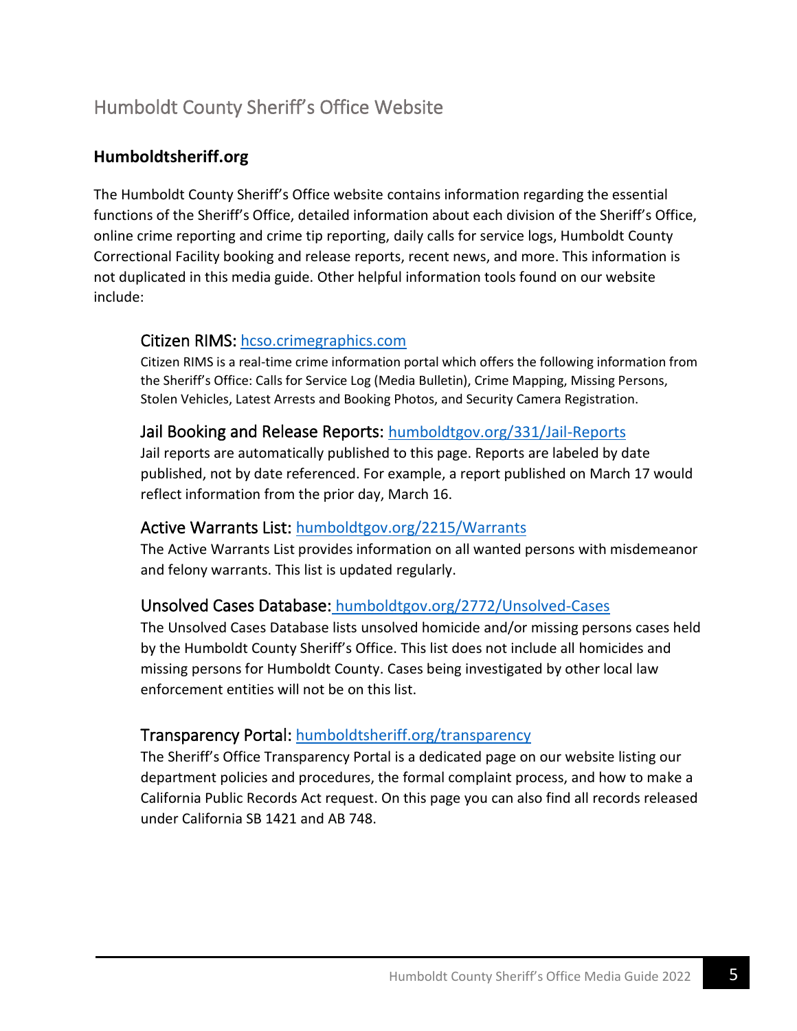# Humboldt County Sheriff's Office Website

## Humboldtsheriff.org

The Humboldt County Sheriff's Office website contains information regarding the essential functions of the Sheriff's Office, detailed information about each division of the Sheriff's Office, online crime reporting and crime tip reporting, daily calls for service logs, Humboldt County Correctional Facility booking and release reports, recent news, and more. This information is not duplicated in this media guide. Other helpful information tools found on our website include:

### Citizen RIMS: [hcso.crimegraphics.com](hcso.crimegraphics.com)

Citizen RIMS is a real-time crime information portal which offers the following information from the Sheriff's Office: Calls for Service Log (Media Bulletin), Crime Mapping, Missing Persons, Stolen Vehicles, Latest Arrests and Booking Photos, and Security Camera Registration.

### Jail Booking and Release Reports: [humboldtgov.org/331/Jail-Reports](humboldtgov.org/331/Jail-Reports)

Jail reports are automatically published to this page. Reports are labeled by date published, not by date referenced. For example, a report published on March 17 would reflect information from the prior day, March 16.

### Active Warrants List: [humboldtgov.org/2215/Warrants](humboldtgov.org/2215/Warrants)

The Active Warrants List provides information on all wanted persons with misdemeanor and felony warrants. This list is updated regularly.

### Unsolved Cases Database: [humboldtgov.org/2772/Unsolved-Cases](humboldtgov.org/2772/Unsolved-Cases)

The Unsolved Cases Database lists unsolved homicide and/or missing persons cases held by the Humboldt County Sheriff's Office. This list does not include all homicides and missing persons for Humboldt County. Cases being investigated by other local law enforcement entities will not be on this list.

### Transparency Portal: [humboldtsheriff.org/transparency](humboldtsheriff.org/transparency)

The Sheriff's Office Transparency Portal is a dedicated page on our website listing our department policies and procedures, the formal complaint process, and how to make a California Public Records Act request. On this page you can also find all records released under California SB 1421 and AB 748.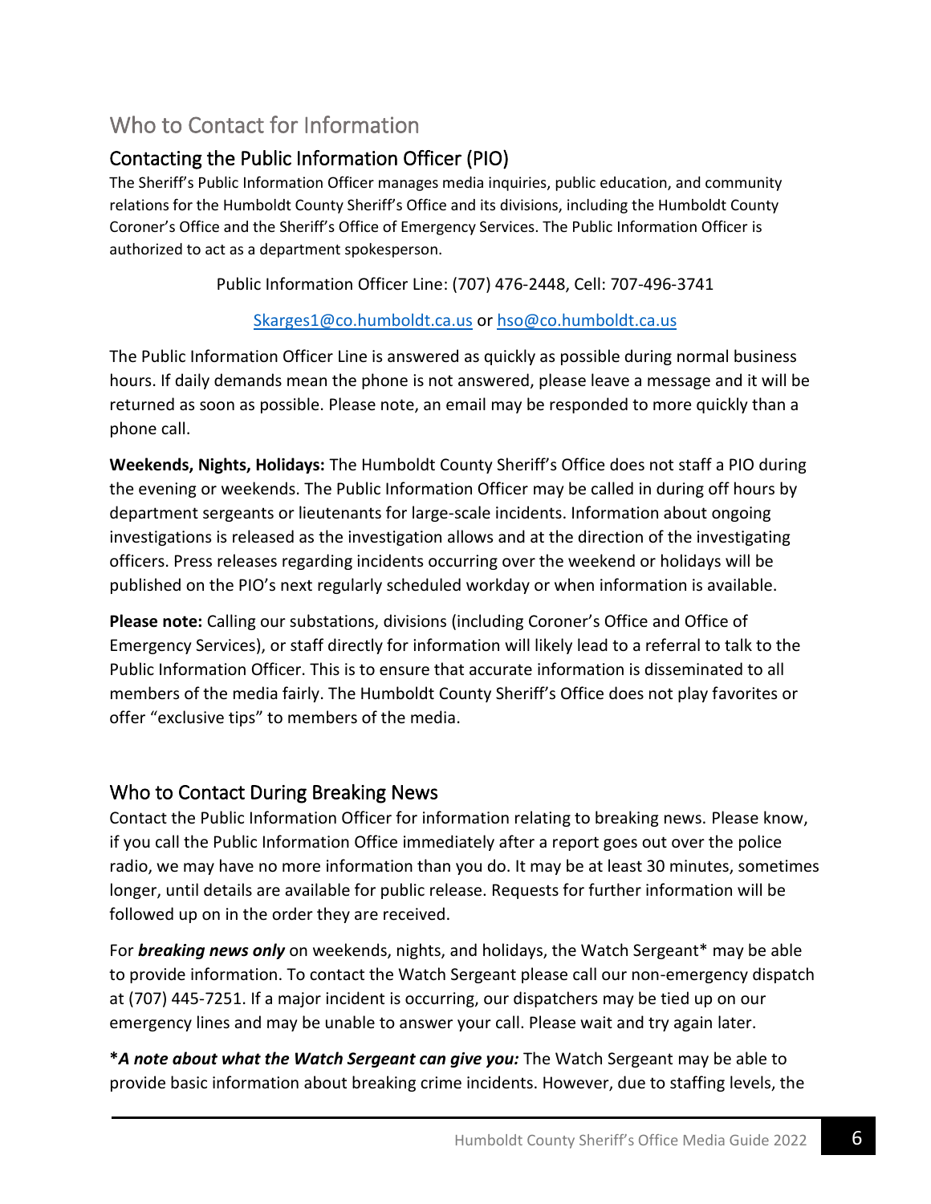# Who to Contact for Information

## Contacting the Public Information Officer (PIO)

The Sheriff's Public Information Officer manages media inquiries, public education, and community relations for the Humboldt County Sheriff's Office and its divisions, including the Humboldt County Coroner's Office and the Sheriff's Office of Emergency Services. The Public Information Officer is authorized to act as a department spokesperson.

Public Information Officer Line: (707) 476-2448, Cell: 707-496-3741

Skarges1@co.humboldt.ca.us or hso@co.humboldt.ca.us

The Public Information Officer Line is answered as quickly as possible during normal business hours. If daily demands mean the phone is not answered, please leave a message and it will be returned as soon as possible. Please note, an email may be responded to more quickly than a phone call.

**Weekends, Nights, Holidays:** The Humboldt County Sheriff's Office does not staff a PIO during the evening or weekends. The Public Information Officer may be called in during off hours by department sergeants or lieutenants for large-scale incidents. Information about ongoing investigations is released as the investigation allows and at the direction of the investigating officers. Press releases regarding incidents occurring over the weekend or holidays will be published on the PIO's next regularly scheduled workday or when information is available.

**Please note:** Calling our substations, divisions (including Coroner's Office and Office of Emergency Services), or staff directly for information will likely lead to a referral to talk to the Public Information Officer. This is to ensure that accurate information is disseminated to all members of the media fairly. The Humboldt County Sheriff's Office does not play favorites or offer "exclusive tips" to members of the media.

## Who to Contact During Breaking News

Contact the Public Information Officer for information relating to breaking news. Please know, if you call the Public Information Office immediately after a report goes out over the police radio, we may have no more information than you do. It may be at least 30 minutes, sometimes longer, until details are available for public release. Requests for further information will be followed up on in the order they are received.

For ***breaking news only*** on weekends, nights, and holidays, the Watch Sergeant* may be able to provide information. To contact the Watch Sergeant please call our non-emergency dispatch at (707) 445-7251. If a major incident is occurring, our dispatchers may be tied up on our emergency lines and may be unable to answer your call. Please wait and try again later.

**\****A note about what the Watch Sergeant can give you:*** The Watch Sergeant may be able to provide basic information about breaking crime incidents. However, due to staffing levels, the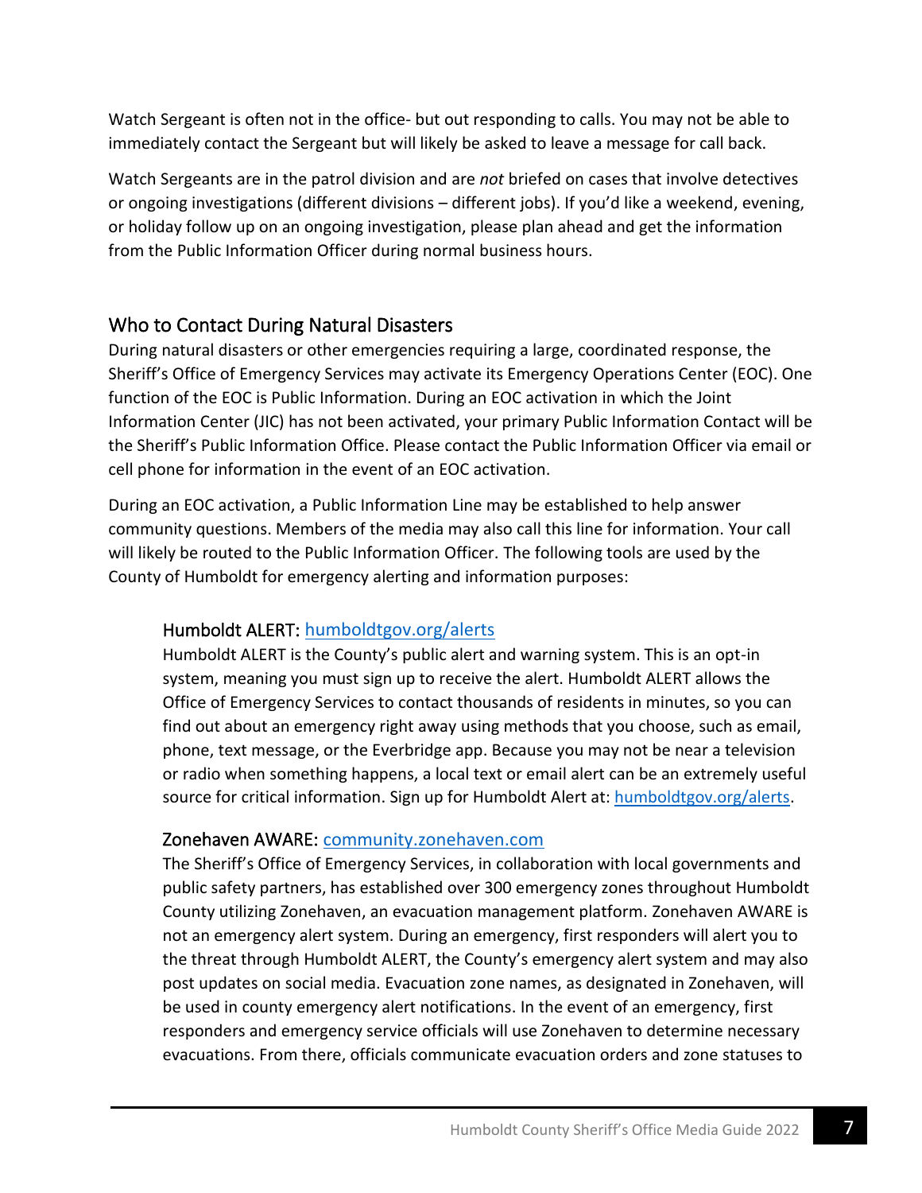Watch Sergeant is often not in the office- but out responding to calls. You may not be able to immediately contact the Sergeant but will likely be asked to leave a message for call back.

Watch Sergeants are in the patrol division and are *not* briefed on cases that involve detectives or ongoing investigations (different divisions – different jobs). If you'd like a weekend, evening, or holiday follow up on an ongoing investigation, please plan ahead and get the information from the Public Information Officer during normal business hours.

## Who to Contact During Natural Disasters

During natural disasters or other emergencies requiring a large, coordinated response, the Sheriff's Office of Emergency Services may activate its Emergency Operations Center (EOC). One function of the EOC is Public Information. During an EOC activation in which the Joint Information Center (JIC) has not been activated, your primary Public Information Contact will be the Sheriff's Public Information Office. Please contact the Public Information Officer via email or cell phone for information in the event of an EOC activation.

During an EOC activation, a Public Information Line may be established to help answer community questions. Members of the media may also call this line for information. Your call will likely be routed to the Public Information Officer. The following tools are used by the County of Humboldt for emergency alerting and information purposes:

### Humboldt ALERT: [humboldtgov.org/alerts](humboldtgov.org/alerts)

Humboldt ALERT is the County's public alert and warning system. This is an opt-in system, meaning you must sign up to receive the alert. Humboldt ALERT allows the Office of Emergency Services to contact thousands of residents in minutes, so you can find out about an emergency right away using methods that you choose, such as email, phone, text message, or the Everbridge app. Because you may not be near a television or radio when something happens, a local text or email alert can be an extremely useful source for critical information. Sign up for Humboldt Alert at: [humboldtgov.org/alerts](humboldtgov.org/alerts).

### Zonehaven AWARE: [community.zonehaven.com](community.zonehaven.com)

The Sheriff's Office of Emergency Services, in collaboration with local governments and public safety partners, has established over 300 emergency zones throughout Humboldt County utilizing Zonehaven, an evacuation management platform. Zonehaven AWARE is not an emergency alert system. During an emergency, first responders will alert you to the threat through Humboldt ALERT, the County's emergency alert system and may also post updates on social media. Evacuation zone names, as designated in Zonehaven, will be used in county emergency alert notifications. In the event of an emergency, first responders and emergency service officials will use Zonehaven to determine necessary evacuations. From there, officials communicate evacuation orders and zone statuses to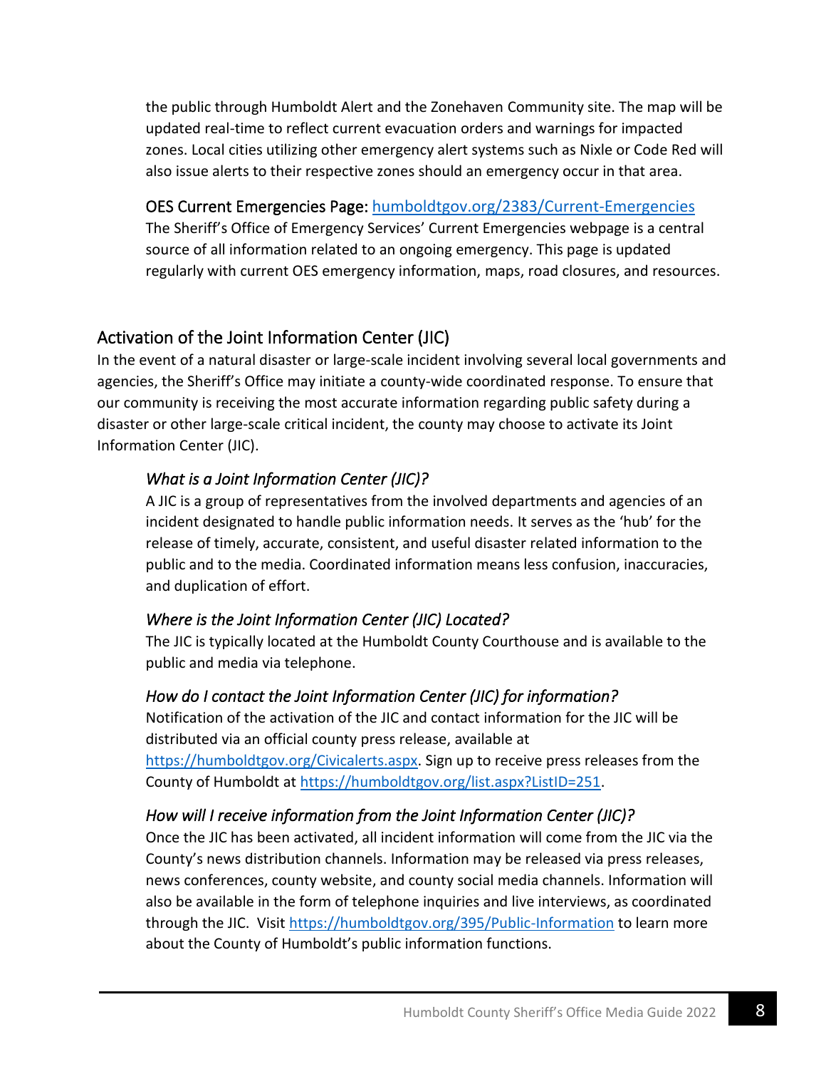the public through Humboldt Alert and the Zonehaven Community site. The map will be updated real-time to reflect current evacuation orders and warnings for impacted zones. Local cities utilizing other emergency alert systems such as Nixle or Code Red will also issue alerts to their respective zones should an emergency occur in that area.

OES Current Emergencies Page: [humboldtgov.org/2383/Current-Emergencies](humboldtgov.org/2383/Current-Emergencies)
The Sheriff's Office of Emergency Services' Current Emergencies webpage is a central source of all information related to an ongoing emergency. This page is updated regularly with current OES emergency information, maps, road closures, and resources.

## Activation of the Joint Information Center (JIC)

In the event of a natural disaster or large-scale incident involving several local governments and agencies, the Sheriff's Office may initiate a county-wide coordinated response. To ensure that our community is receiving the most accurate information regarding public safety during a disaster or other large-scale critical incident, the county may choose to activate its Joint Information Center (JIC).

### *What is a Joint Information Center (JIC)?*

A JIC is a group of representatives from the involved departments and agencies of an incident designated to handle public information needs. It serves as the 'hub' for the release of timely, accurate, consistent, and useful disaster related information to the public and to the media. Coordinated information means less confusion, inaccuracies, and duplication of effort.

### *Where is the Joint Information Center (JIC) Located?*

The JIC is typically located at the Humboldt County Courthouse and is available to the public and media via telephone.

### *How do I contact the Joint Information Center (JIC) for information?*

Notification of the activation of the JIC and contact information for the JIC will be distributed via an official county press release, available at [https://humboldtgov.org/Civicalerts.aspx](https://humboldtgov.org/Civicalerts.aspx). Sign up to receive press releases from the County of Humboldt at [https://humboldtgov.org/list.aspx?ListID=251](https://humboldtgov.org/list.aspx?ListID=251).

### *How will I receive information from the Joint Information Center (JIC)?*

Once the JIC has been activated, all incident information will come from the JIC via the County's news distribution channels. Information may be released via press releases, news conferences, county website, and county social media channels. Information will also be available in the form of telephone inquiries and live interviews, as coordinated through the JIC. Visit [https://humboldtgov.org/395/Public-Information](https://humboldtgov.org/395/Public-Information) to learn more about the County of Humboldt's public information functions.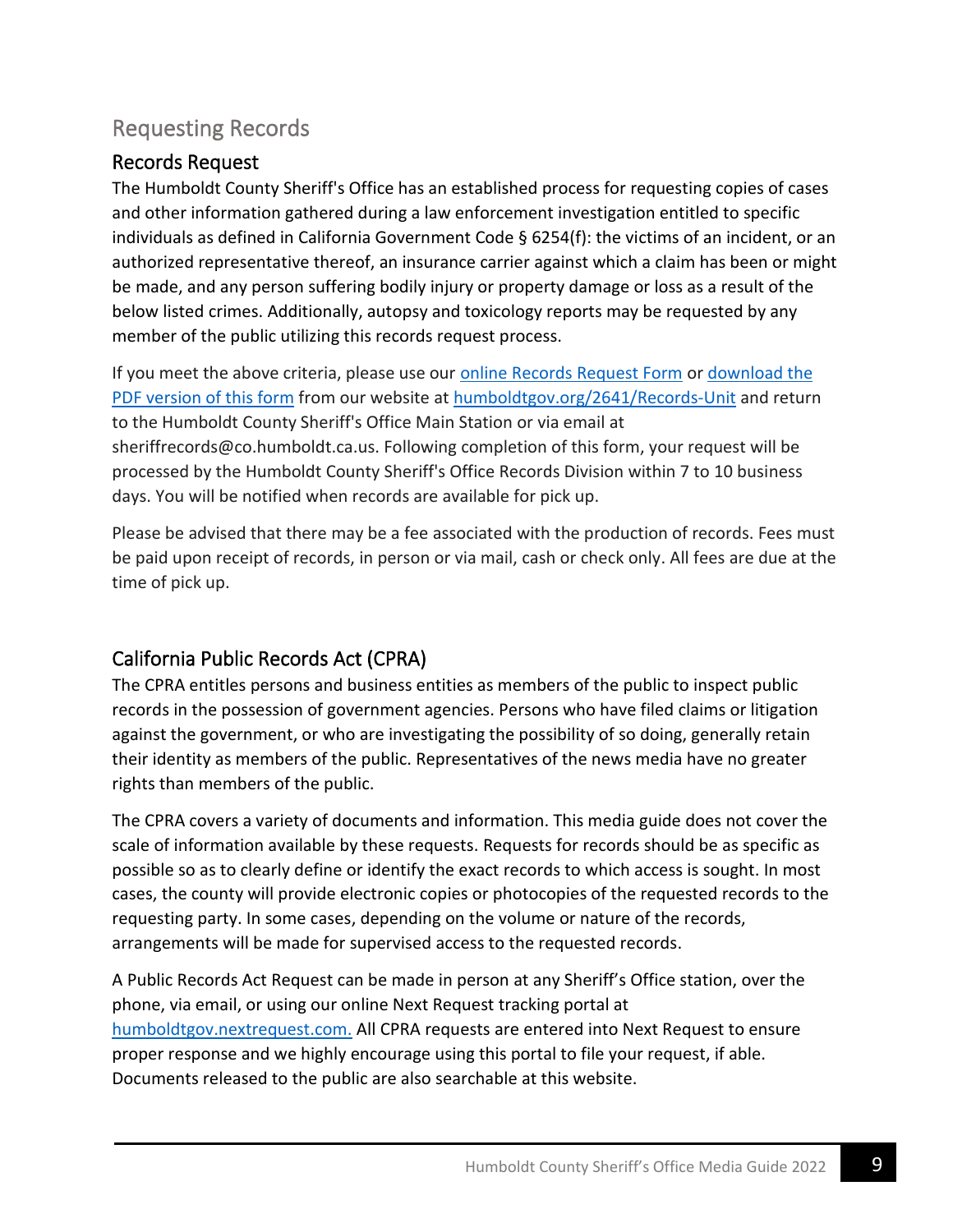# Requesting Records

## Records Request

The Humboldt County Sheriff's Office has an established process for requesting copies of cases and other information gathered during a law enforcement investigation entitled to specific individuals as defined in California Government Code § 6254(f): the victims of an incident, or an authorized representative thereof, an insurance carrier against which a claim has been or might be made, and any person suffering bodily injury or property damage or loss as a result of the below listed crimes. Additionally, autopsy and toxicology reports may be requested by any member of the public utilizing this records request process.

If you meet the above criteria, please use our online Records Request Form or download the PDF version of this form from our website at humboldtgov.org/2641/Records-Unit and return to the Humboldt County Sheriff's Office Main Station or via email at sheriffrecords@co.humboldt.ca.us. Following completion of this form, your request will be processed by the Humboldt County Sheriff's Office Records Division within 7 to 10 business days. You will be notified when records are available for pick up.

Please be advised that there may be a fee associated with the production of records. Fees must be paid upon receipt of records, in person or via mail, cash or check only. All fees are due at the time of pick up.

## California Public Records Act (CPRA)

The CPRA entitles persons and business entities as members of the public to inspect public records in the possession of government agencies. Persons who have filed claims or litigation against the government, or who are investigating the possibility of so doing, generally retain their identity as members of the public. Representatives of the news media have no greater rights than members of the public.

The CPRA covers a variety of documents and information. This media guide does not cover the scale of information available by these requests. Requests for records should be as specific as possible so as to clearly define or identify the exact records to which access is sought. In most cases, the county will provide electronic copies or photocopies of the requested records to the requesting party. In some cases, depending on the volume or nature of the records, arrangements will be made for supervised access to the requested records.

A Public Records Act Request can be made in person at any Sheriff's Office station, over the phone, via email, or using our online Next Request tracking portal at humboldtgov.nextrequest.com. All CPRA requests are entered into Next Request to ensure proper response and we highly encourage using this portal to file your request, if able. Documents released to the public are also searchable at this website.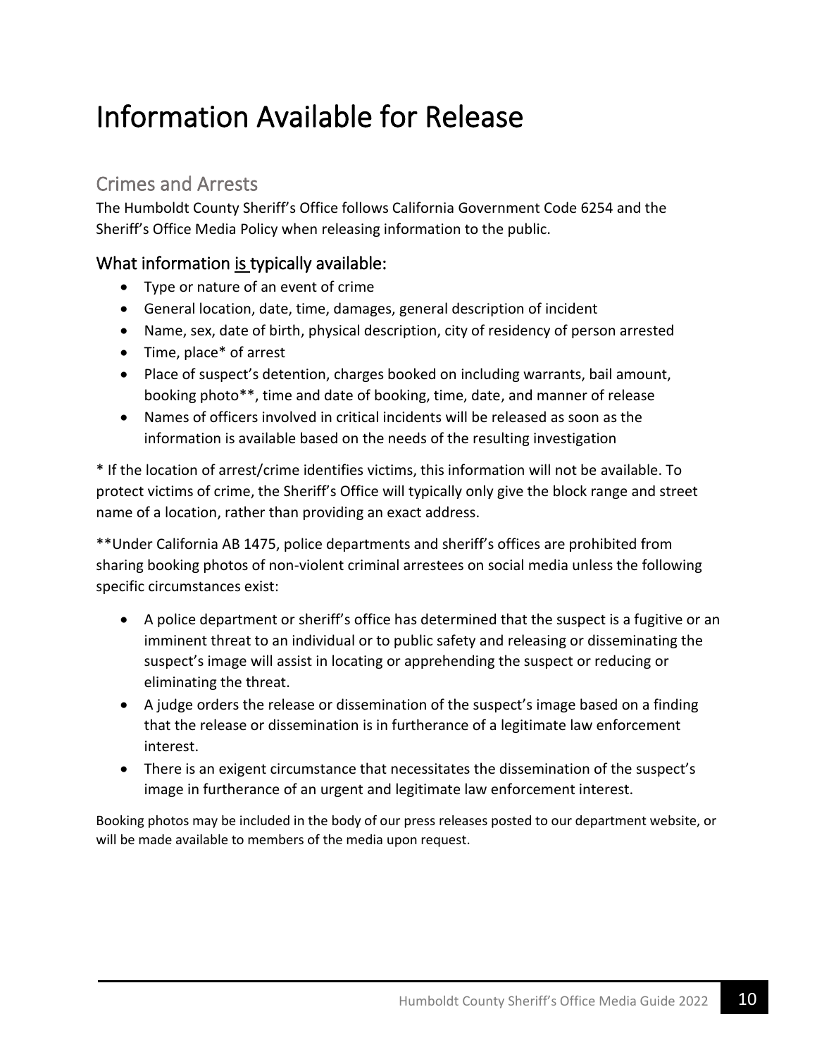# Information Available for Release

## Crimes and Arrests

The Humboldt County Sheriff's Office follows California Government Code 6254 and the Sheriff's Office Media Policy when releasing information to the public.

### What information is typically available:

- Type or nature of an event of crime
- General location, date, time, damages, general description of incident
- Name, sex, date of birth, physical description, city of residency of person arrested
- Time, place* of arrest
- Place of suspect's detention, charges booked on including warrants, bail amount, booking photo**, time and date of booking, time, date, and manner of release
- Names of officers involved in critical incidents will be released as soon as the information is available based on the needs of the resulting investigation

* If the location of arrest/crime identifies victims, this information will not be available. To protect victims of crime, the Sheriff's Office will typically only give the block range and street name of a location, rather than providing an exact address.

**Under California AB 1475, police departments and sheriff's offices are prohibited from sharing booking photos of non-violent criminal arrestees on social media unless the following specific circumstances exist:

- A police department or sheriff's office has determined that the suspect is a fugitive or an imminent threat to an individual or to public safety and releasing or disseminating the suspect's image will assist in locating or apprehending the suspect or reducing or eliminating the threat.
- A judge orders the release or dissemination of the suspect's image based on a finding that the release or dissemination is in furtherance of a legitimate law enforcement interest.
- There is an exigent circumstance that necessitates the dissemination of the suspect's image in furtherance of an urgent and legitimate law enforcement interest.

Booking photos may be included in the body of our press releases posted to our department website, or will be made available to members of the media upon request.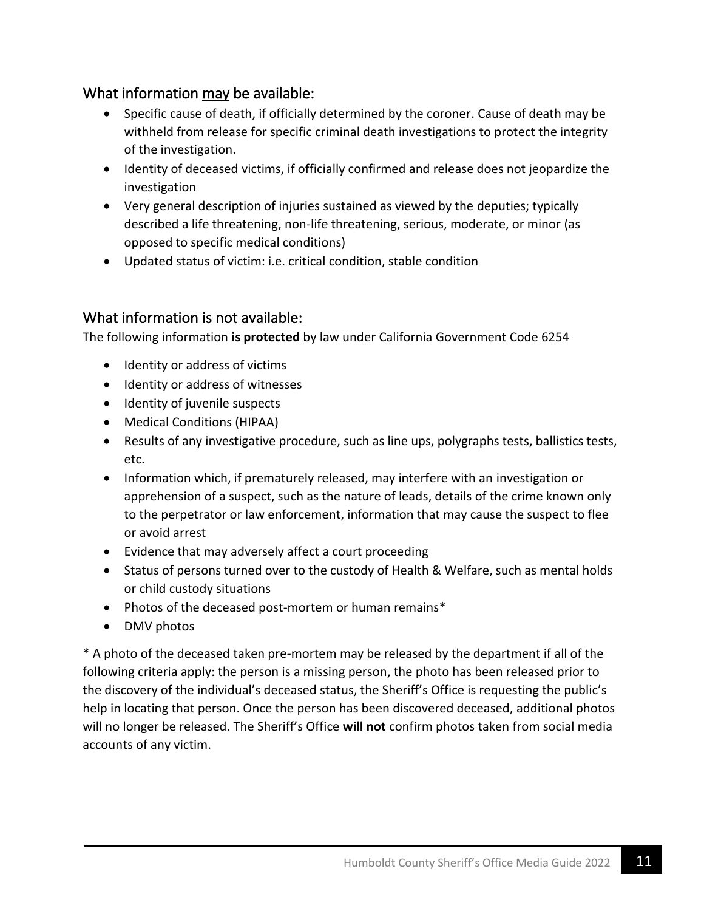## What information <u>may</u> be available:

- Specific cause of death, if officially determined by the coroner. Cause of death may be withheld from release for specific criminal death investigations to protect the integrity of the investigation.
- Identity of deceased victims, if officially confirmed and release does not jeopardize the investigation
- Very general description of injuries sustained as viewed by the deputies; typically described a life threatening, non-life threatening, serious, moderate, or minor (as opposed to specific medical conditions)
- Updated status of victim: i.e. critical condition, stable condition

## What information is not available:

The following information **is protected** by law under California Government Code 6254

- Identity or address of victims
- Identity or address of witnesses
- Identity of juvenile suspects
- Medical Conditions (HIPAA)
- Results of any investigative procedure, such as line ups, polygraphs tests, ballistics tests, etc.
- Information which, if prematurely released, may interfere with an investigation or apprehension of a suspect, such as the nature of leads, details of the crime known only to the perpetrator or law enforcement, information that may cause the suspect to flee or avoid arrest
- Evidence that may adversely affect a court proceeding
- Status of persons turned over to the custody of Health & Welfare, such as mental holds or child custody situations
- Photos of the deceased post-mortem or human remains*
- DMV photos

* A photo of the deceased taken pre-mortem may be released by the department if all of the following criteria apply: the person is a missing person, the photo has been released prior to the discovery of the individual's deceased status, the Sheriff's Office is requesting the public's help in locating that person. Once the person has been discovered deceased, additional photos will no longer be released. The Sheriff's Office **will not** confirm photos taken from social media accounts of any victim.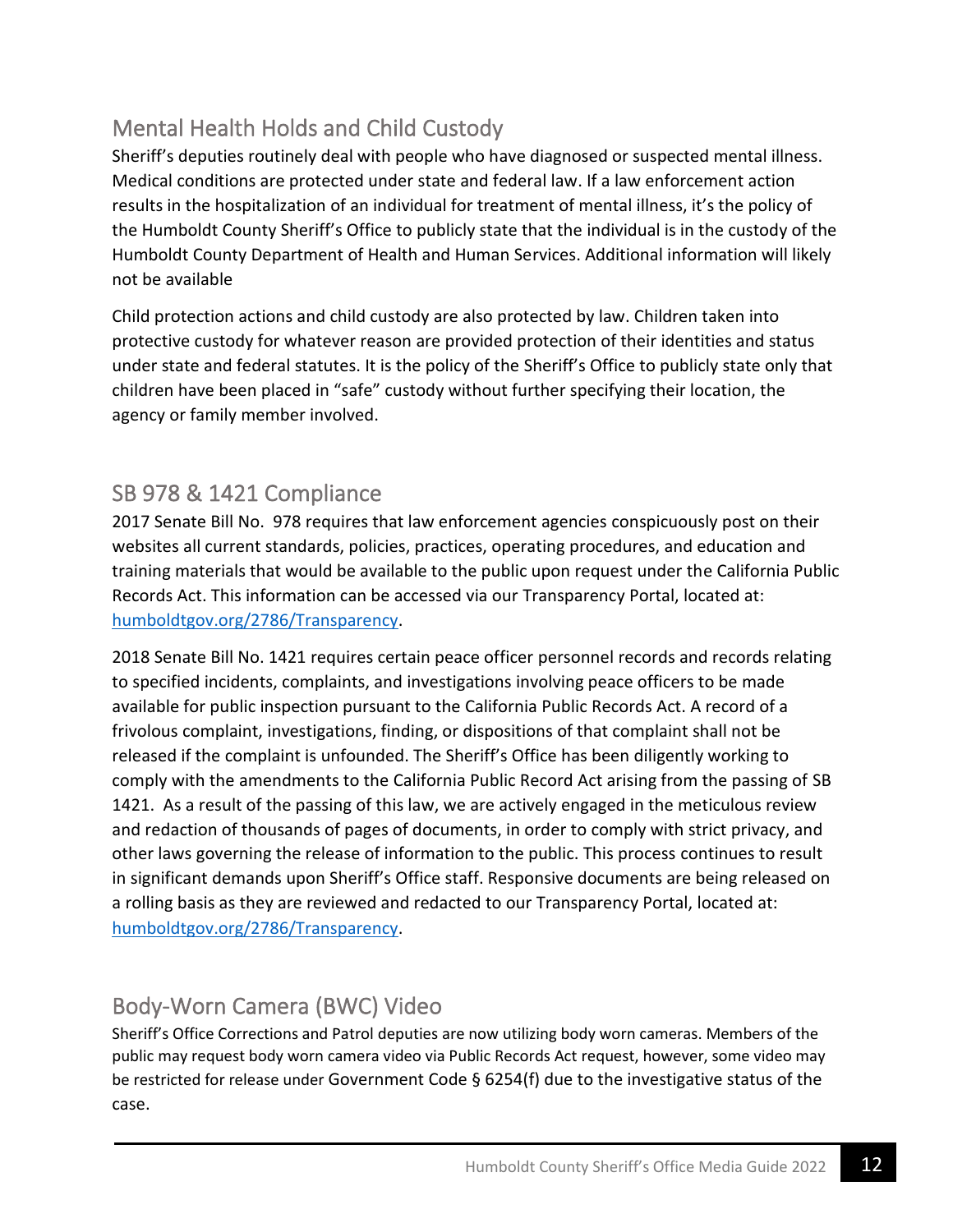## Mental Health Holds and Child Custody

Sheriff's deputies routinely deal with people who have diagnosed or suspected mental illness. Medical conditions are protected under state and federal law. If a law enforcement action results in the hospitalization of an individual for treatment of mental illness, it's the policy of the Humboldt County Sheriff's Office to publicly state that the individual is in the custody of the Humboldt County Department of Health and Human Services. Additional information will likely not be available

Child protection actions and child custody are also protected by law. Children taken into protective custody for whatever reason are provided protection of their identities and status under state and federal statutes. It is the policy of the Sheriff's Office to publicly state only that children have been placed in "safe" custody without further specifying their location, the agency or family member involved.

## SB 978 & 1421 Compliance

2017 Senate Bill No. 978 requires that law enforcement agencies conspicuously post on their websites all current standards, policies, practices, operating procedures, and education and training materials that would be available to the public upon request under the California Public Records Act. This information can be accessed via our Transparency Portal, located at: [humboldtgov.org/2786/Transparency](humboldtgov.org/2786/Transparency).

2018 Senate Bill No. 1421 requires certain peace officer personnel records and records relating to specified incidents, complaints, and investigations involving peace officers to be made available for public inspection pursuant to the California Public Records Act. A record of a frivolous complaint, investigations, finding, or dispositions of that complaint shall not be released if the complaint is unfounded. The Sheriff's Office has been diligently working to comply with the amendments to the California Public Record Act arising from the passing of SB 1421. As a result of the passing of this law, we are actively engaged in the meticulous review and redaction of thousands of pages of documents, in order to comply with strict privacy, and other laws governing the release of information to the public. This process continues to result in significant demands upon Sheriff's Office staff. Responsive documents are being released on a rolling basis as they are reviewed and redacted to our Transparency Portal, located at: [humboldtgov.org/2786/Transparency](humboldtgov.org/2786/Transparency).

## Body-Worn Camera (BWC) Video

Sheriff's Office Corrections and Patrol deputies are now utilizing body worn cameras. Members of the public may request body worn camera video via Public Records Act request, however, some video may be restricted for release under Government Code § 6254(f) due to the investigative status of the case.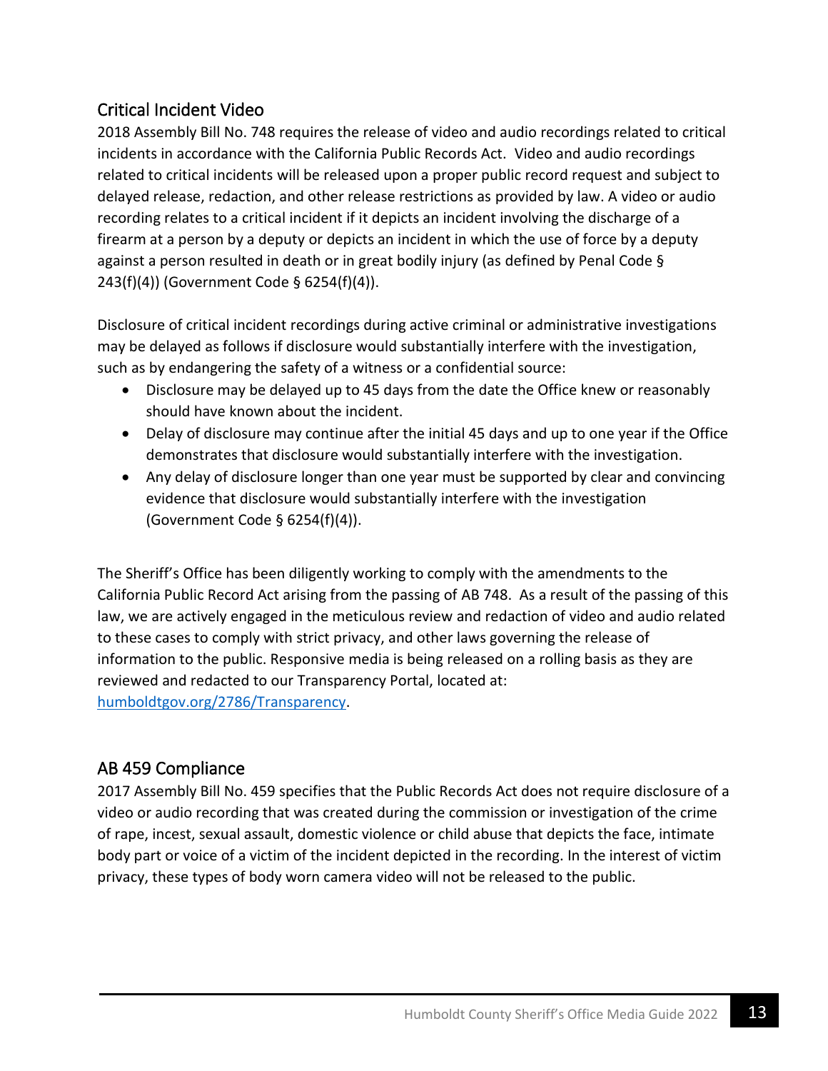## Critical Incident Video

2018 Assembly Bill No. 748 requires the release of video and audio recordings related to critical incidents in accordance with the California Public Records Act. Video and audio recordings related to critical incidents will be released upon a proper public record request and subject to delayed release, redaction, and other release restrictions as provided by law. A video or audio recording relates to a critical incident if it depicts an incident involving the discharge of a firearm at a person by a deputy or depicts an incident in which the use of force by a deputy against a person resulted in death or in great bodily injury (as defined by Penal Code § 243(f)(4)) (Government Code § 6254(f)(4)).

Disclosure of critical incident recordings during active criminal or administrative investigations may be delayed as follows if disclosure would substantially interfere with the investigation, such as by endangering the safety of a witness or a confidential source:

- Disclosure may be delayed up to 45 days from the date the Office knew or reasonably should have known about the incident.
- Delay of disclosure may continue after the initial 45 days and up to one year if the Office demonstrates that disclosure would substantially interfere with the investigation.
- Any delay of disclosure longer than one year must be supported by clear and convincing evidence that disclosure would substantially interfere with the investigation (Government Code § 6254(f)(4)).

The Sheriff's Office has been diligently working to comply with the amendments to the California Public Record Act arising from the passing of AB 748. As a result of the passing of this law, we are actively engaged in the meticulous review and redaction of video and audio related to these cases to comply with strict privacy, and other laws governing the release of information to the public. Responsive media is being released on a rolling basis as they are reviewed and redacted to our Transparency Portal, located at: [humboldtgov.org/2786/Transparency](humboldtgov.org/2786/Transparency).

## AB 459 Compliance

2017 Assembly Bill No. 459 specifies that the Public Records Act does not require disclosure of a video or audio recording that was created during the commission or investigation of the crime of rape, incest, sexual assault, domestic violence or child abuse that depicts the face, intimate body part or voice of a victim of the incident depicted in the recording. In the interest of victim privacy, these types of body worn camera video will not be released to the public.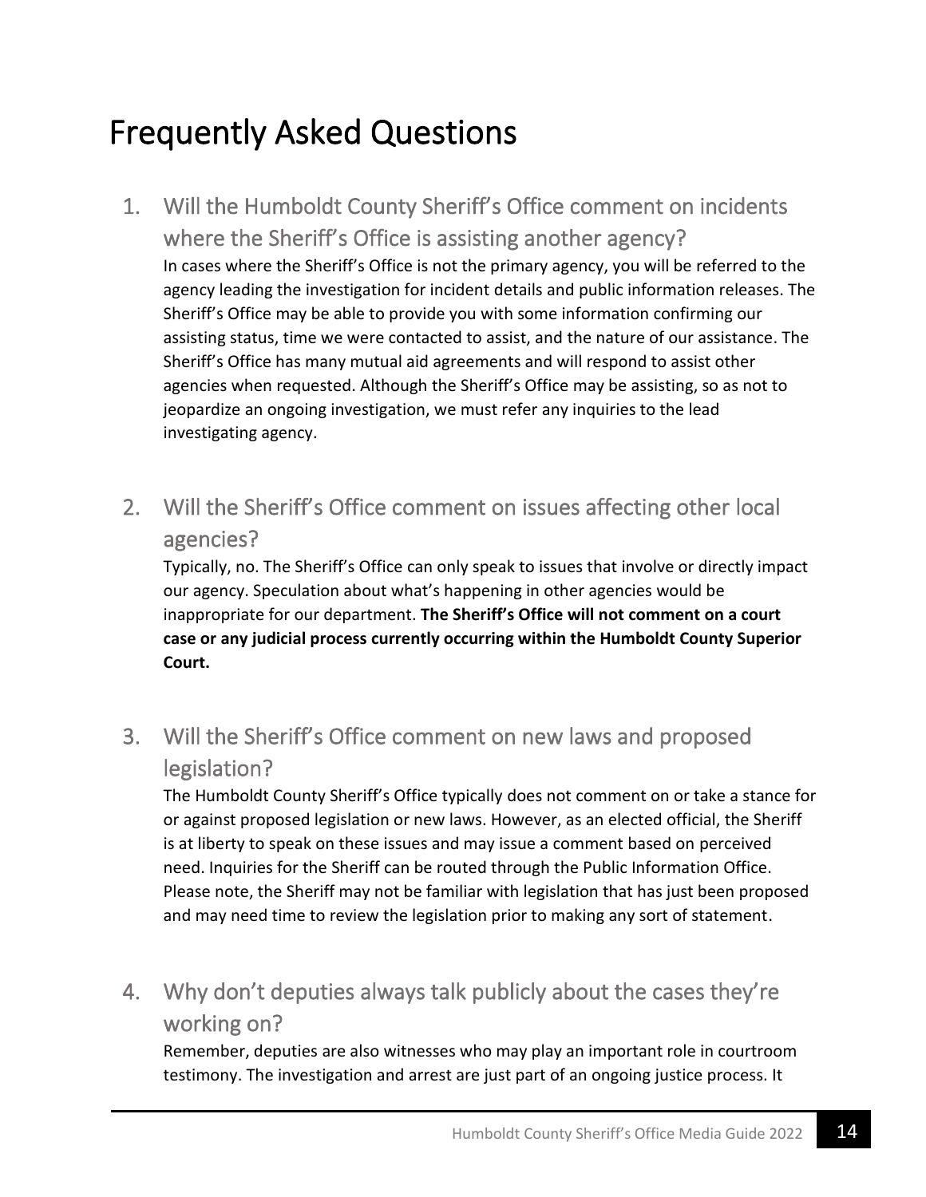# Frequently Asked Questions

1. ## Will the Humboldt County Sheriff's Office comment on incidents where the Sheriff's Office is assisting another agency?

   In cases where the Sheriff's Office is not the primary agency, you will be referred to the agency leading the investigation for incident details and public information releases. The Sheriff's Office may be able to provide you with some information confirming our assisting status, time we were contacted to assist, and the nature of our assistance. The Sheriff's Office has many mutual aid agreements and will respond to assist other agencies when requested. Although the Sheriff's Office may be assisting, so as not to jeopardize an ongoing investigation, we must refer any inquiries to the lead investigating agency.

2. ## Will the Sheriff's Office comment on issues affecting other local agencies?

   Typically, no. The Sheriff's Office can only speak to issues that involve or directly impact our agency. Speculation about what's happening in other agencies would be inappropriate for our department. **The Sheriff's Office will not comment on a court case or any judicial process currently occurring within the Humboldt County Superior Court.**

3. ## Will the Sheriff's Office comment on new laws and proposed legislation?

   The Humboldt County Sheriff's Office typically does not comment on or take a stance for or against proposed legislation or new laws. However, as an elected official, the Sheriff is at liberty to speak on these issues and may issue a comment based on perceived need. Inquiries for the Sheriff can be routed through the Public Information Office. Please note, the Sheriff may not be familiar with legislation that has just been proposed and may need time to review the legislation prior to making any sort of statement.

4. ## Why don't deputies always talk publicly about the cases they're working on?

   Remember, deputies are also witnesses who may play an important role in courtroom testimony. The investigation and arrest are just part of an ongoing justice process. It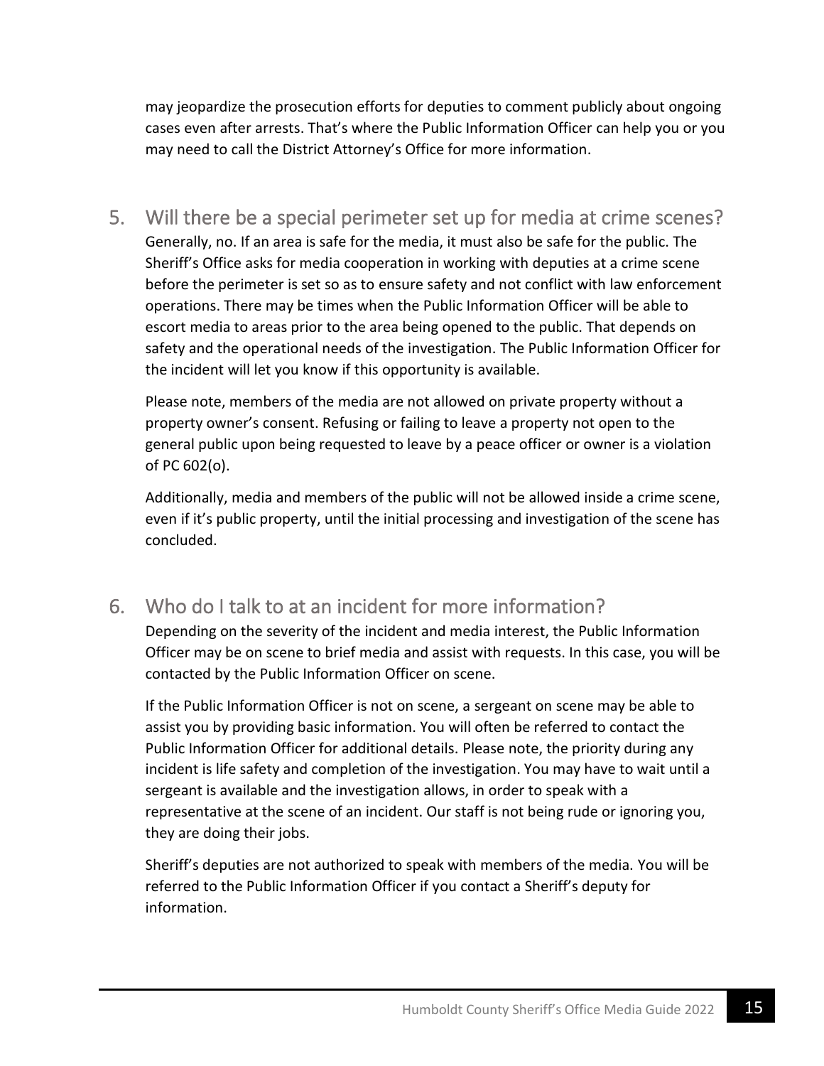may jeopardize the prosecution efforts for deputies to comment publicly about ongoing cases even after arrests. That's where the Public Information Officer can help you or you may need to call the District Attorney's Office for more information.

## 5. Will there be a special perimeter set up for media at crime scenes?

Generally, no. If an area is safe for the media, it must also be safe for the public. The Sheriff's Office asks for media cooperation in working with deputies at a crime scene before the perimeter is set so as to ensure safety and not conflict with law enforcement operations. There may be times when the Public Information Officer will be able to escort media to areas prior to the area being opened to the public. That depends on safety and the operational needs of the investigation. The Public Information Officer for the incident will let you know if this opportunity is available.

Please note, members of the media are not allowed on private property without a property owner's consent. Refusing or failing to leave a property not open to the general public upon being requested to leave by a peace officer or owner is a violation of PC 602(o).

Additionally, media and members of the public will not be allowed inside a crime scene, even if it's public property, until the initial processing and investigation of the scene has concluded.

## 6. Who do I talk to at an incident for more information?

Depending on the severity of the incident and media interest, the Public Information Officer may be on scene to brief media and assist with requests. In this case, you will be contacted by the Public Information Officer on scene.

If the Public Information Officer is not on scene, a sergeant on scene may be able to assist you by providing basic information. You will often be referred to contact the Public Information Officer for additional details. Please note, the priority during any incident is life safety and completion of the investigation. You may have to wait until a sergeant is available and the investigation allows, in order to speak with a representative at the scene of an incident. Our staff is not being rude or ignoring you, they are doing their jobs.

Sheriff's deputies are not authorized to speak with members of the media. You will be referred to the Public Information Officer if you contact a Sheriff's deputy for information.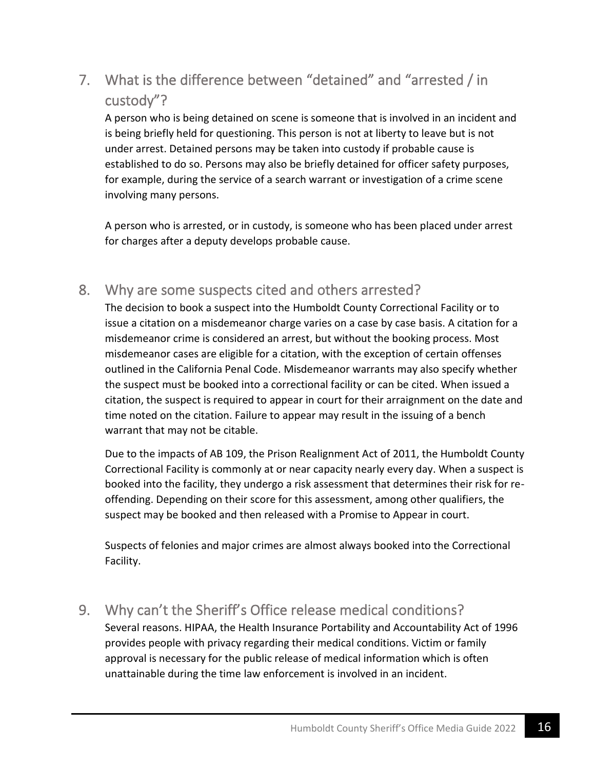## 7. What is the difference between "detained" and "arrested / in custody"?

A person who is being detained on scene is someone that is involved in an incident and is being briefly held for questioning. This person is not at liberty to leave but is not under arrest. Detained persons may be taken into custody if probable cause is established to do so. Persons may also be briefly detained for officer safety purposes, for example, during the service of a search warrant or investigation of a crime scene involving many persons.

A person who is arrested, or in custody, is someone who has been placed under arrest for charges after a deputy develops probable cause.

## 8. Why are some suspects cited and others arrested?

The decision to book a suspect into the Humboldt County Correctional Facility or to issue a citation on a misdemeanor charge varies on a case by case basis. A citation for a misdemeanor crime is considered an arrest, but without the booking process. Most misdemeanor cases are eligible for a citation, with the exception of certain offenses outlined in the California Penal Code. Misdemeanor warrants may also specify whether the suspect must be booked into a correctional facility or can be cited. When issued a citation, the suspect is required to appear in court for their arraignment on the date and time noted on the citation. Failure to appear may result in the issuing of a bench warrant that may not be citable.

Due to the impacts of AB 109, the Prison Realignment Act of 2011, the Humboldt County Correctional Facility is commonly at or near capacity nearly every day. When a suspect is booked into the facility, they undergo a risk assessment that determines their risk for re-offending. Depending on their score for this assessment, among other qualifiers, the suspect may be booked and then released with a Promise to Appear in court.

Suspects of felonies and major crimes are almost always booked into the Correctional Facility.

## 9. Why can't the Sheriff's Office release medical conditions?

Several reasons. HIPAA, the Health Insurance Portability and Accountability Act of 1996 provides people with privacy regarding their medical conditions. Victim or family approval is necessary for the public release of medical information which is often unattainable during the time law enforcement is involved in an incident.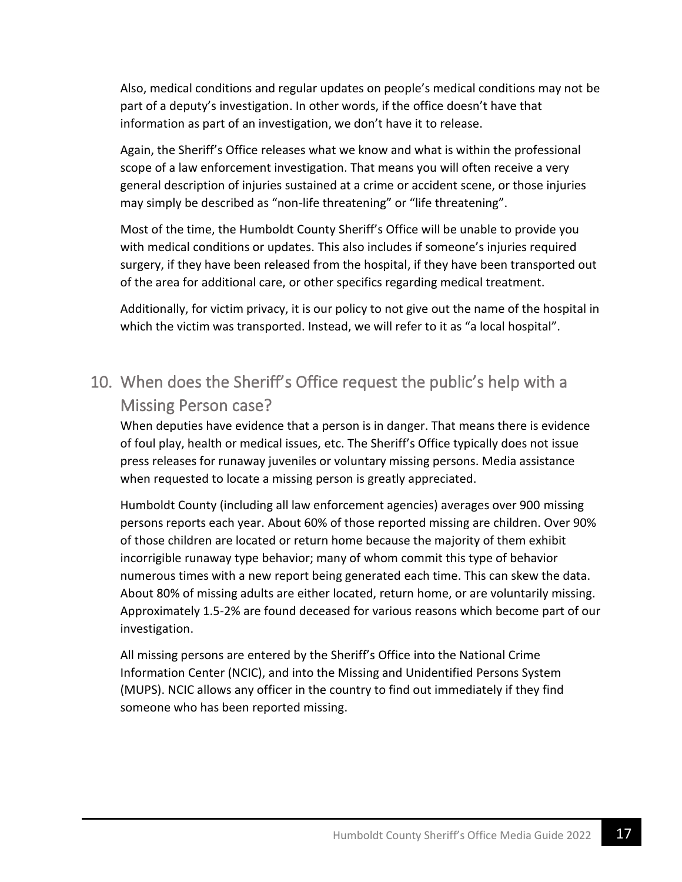Also, medical conditions and regular updates on people's medical conditions may not be part of a deputy's investigation. In other words, if the office doesn't have that information as part of an investigation, we don't have it to release.

Again, the Sheriff's Office releases what we know and what is within the professional scope of a law enforcement investigation. That means you will often receive a very general description of injuries sustained at a crime or accident scene, or those injuries may simply be described as "non-life threatening" or "life threatening".

Most of the time, the Humboldt County Sheriff's Office will be unable to provide you with medical conditions or updates. This also includes if someone's injuries required surgery, if they have been released from the hospital, if they have been transported out of the area for additional care, or other specifics regarding medical treatment.

Additionally, for victim privacy, it is our policy to not give out the name of the hospital in which the victim was transported. Instead, we will refer to it as "a local hospital".

## 10. When does the Sheriff's Office request the public's help with a Missing Person case?

When deputies have evidence that a person is in danger. That means there is evidence of foul play, health or medical issues, etc. The Sheriff's Office typically does not issue press releases for runaway juveniles or voluntary missing persons. Media assistance when requested to locate a missing person is greatly appreciated.

Humboldt County (including all law enforcement agencies) averages over 900 missing persons reports each year. About 60% of those reported missing are children. Over 90% of those children are located or return home because the majority of them exhibit incorrigible runaway type behavior; many of whom commit this type of behavior numerous times with a new report being generated each time. This can skew the data. About 80% of missing adults are either located, return home, or are voluntarily missing. Approximately 1.5-2% are found deceased for various reasons which become part of our investigation.

All missing persons are entered by the Sheriff's Office into the National Crime Information Center (NCIC), and into the Missing and Unidentified Persons System (MUPS). NCIC allows any officer in the country to find out immediately if they find someone who has been reported missing.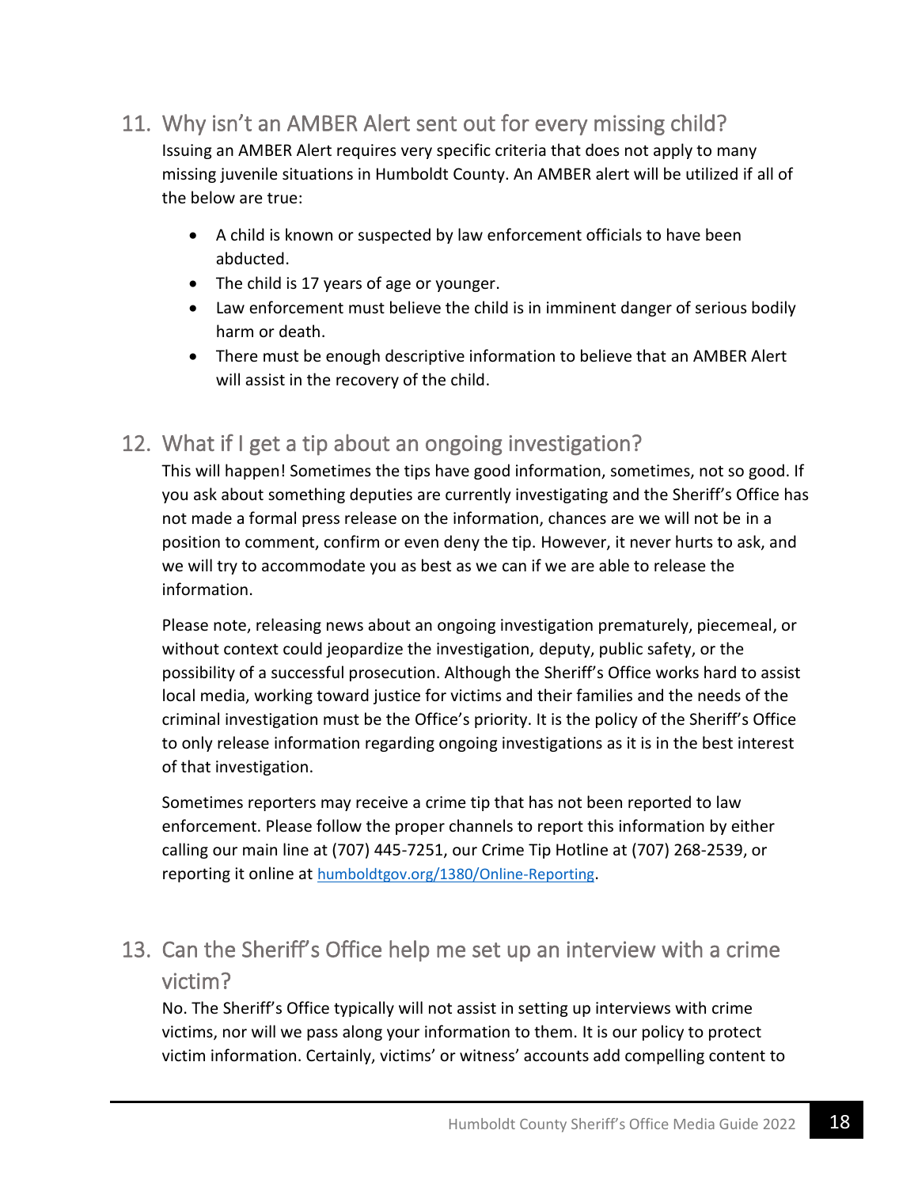## 11. Why isn't an AMBER Alert sent out for every missing child?

Issuing an AMBER Alert requires very specific criteria that does not apply to many missing juvenile situations in Humboldt County. An AMBER alert will be utilized if all of the below are true:

- A child is known or suspected by law enforcement officials to have been abducted.
- The child is 17 years of age or younger.
- Law enforcement must believe the child is in imminent danger of serious bodily harm or death.
- There must be enough descriptive information to believe that an AMBER Alert will assist in the recovery of the child.

## 12. What if I get a tip about an ongoing investigation?

This will happen! Sometimes the tips have good information, sometimes, not so good. If you ask about something deputies are currently investigating and the Sheriff's Office has not made a formal press release on the information, chances are we will not be in a position to comment, confirm or even deny the tip. However, it never hurts to ask, and we will try to accommodate you as best as we can if we are able to release the information.

Please note, releasing news about an ongoing investigation prematurely, piecemeal, or without context could jeopardize the investigation, deputy, public safety, or the possibility of a successful prosecution. Although the Sheriff's Office works hard to assist local media, working toward justice for victims and their families and the needs of the criminal investigation must be the Office's priority. It is the policy of the Sheriff's Office to only release information regarding ongoing investigations as it is in the best interest of that investigation.

Sometimes reporters may receive a crime tip that has not been reported to law enforcement. Please follow the proper channels to report this information by either calling our main line at (707) 445-7251, our Crime Tip Hotline at (707) 268-2539, or reporting it online at humboldtgov.org/1380/Online-Reporting.

## 13. Can the Sheriff's Office help me set up an interview with a crime victim?

No. The Sheriff's Office typically will not assist in setting up interviews with crime victims, nor will we pass along your information to them. It is our policy to protect victim information. Certainly, victims' or witness' accounts add compelling content to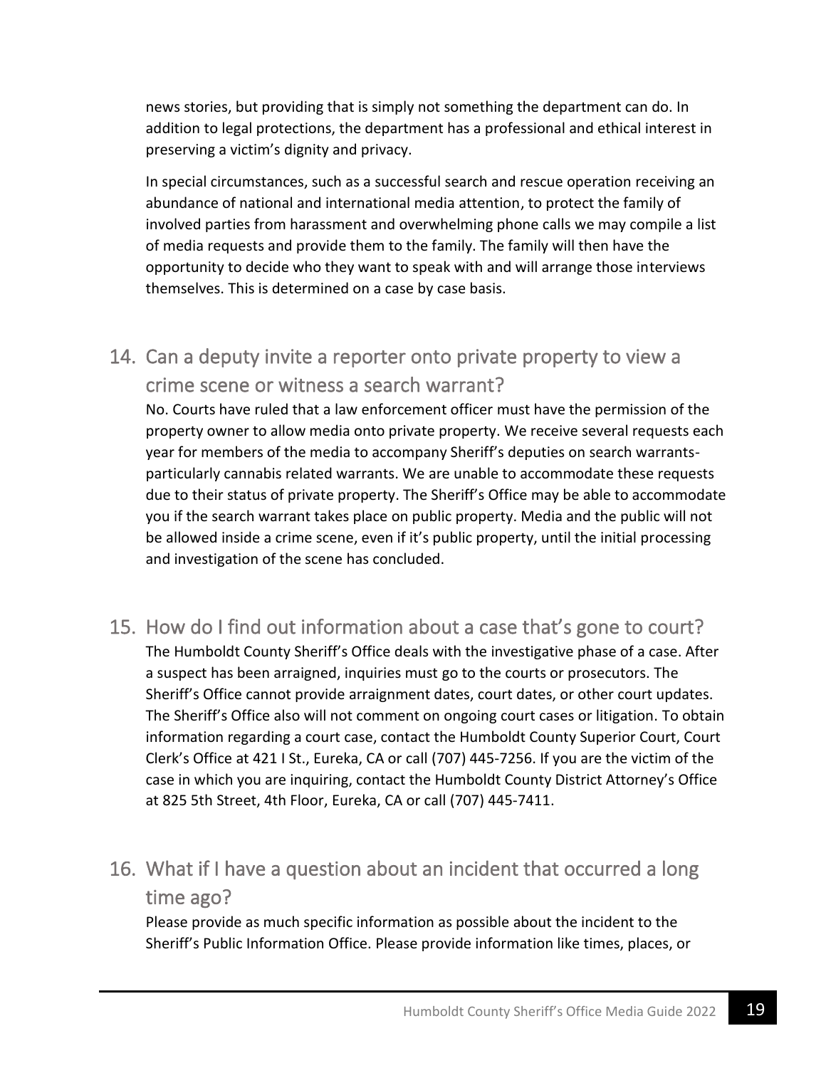news stories, but providing that is simply not something the department can do. In addition to legal protections, the department has a professional and ethical interest in preserving a victim's dignity and privacy.

In special circumstances, such as a successful search and rescue operation receiving an abundance of national and international media attention, to protect the family of involved parties from harassment and overwhelming phone calls we may compile a list of media requests and provide them to the family. The family will then have the opportunity to decide who they want to speak with and will arrange those interviews themselves. This is determined on a case by case basis.

## 14. Can a deputy invite a reporter onto private property to view a crime scene or witness a search warrant?

No. Courts have ruled that a law enforcement officer must have the permission of the property owner to allow media onto private property. We receive several requests each year for members of the media to accompany Sheriff's deputies on search warrants-particularly cannabis related warrants. We are unable to accommodate these requests due to their status of private property. The Sheriff's Office may be able to accommodate you if the search warrant takes place on public property. Media and the public will not be allowed inside a crime scene, even if it's public property, until the initial processing and investigation of the scene has concluded.

## 15. How do I find out information about a case that's gone to court?

The Humboldt County Sheriff's Office deals with the investigative phase of a case. After a suspect has been arraigned, inquiries must go to the courts or prosecutors. The Sheriff's Office cannot provide arraignment dates, court dates, or other court updates. The Sheriff's Office also will not comment on ongoing court cases or litigation. To obtain information regarding a court case, contact the Humboldt County Superior Court, Court Clerk's Office at 421 I St., Eureka, CA or call (707) 445-7256. If you are the victim of the case in which you are inquiring, contact the Humboldt County District Attorney's Office at 825 5th Street, 4th Floor, Eureka, CA or call (707) 445-7411.

## 16. What if I have a question about an incident that occurred a long time ago?

Please provide as much specific information as possible about the incident to the Sheriff's Public Information Office. Please provide information like times, places, or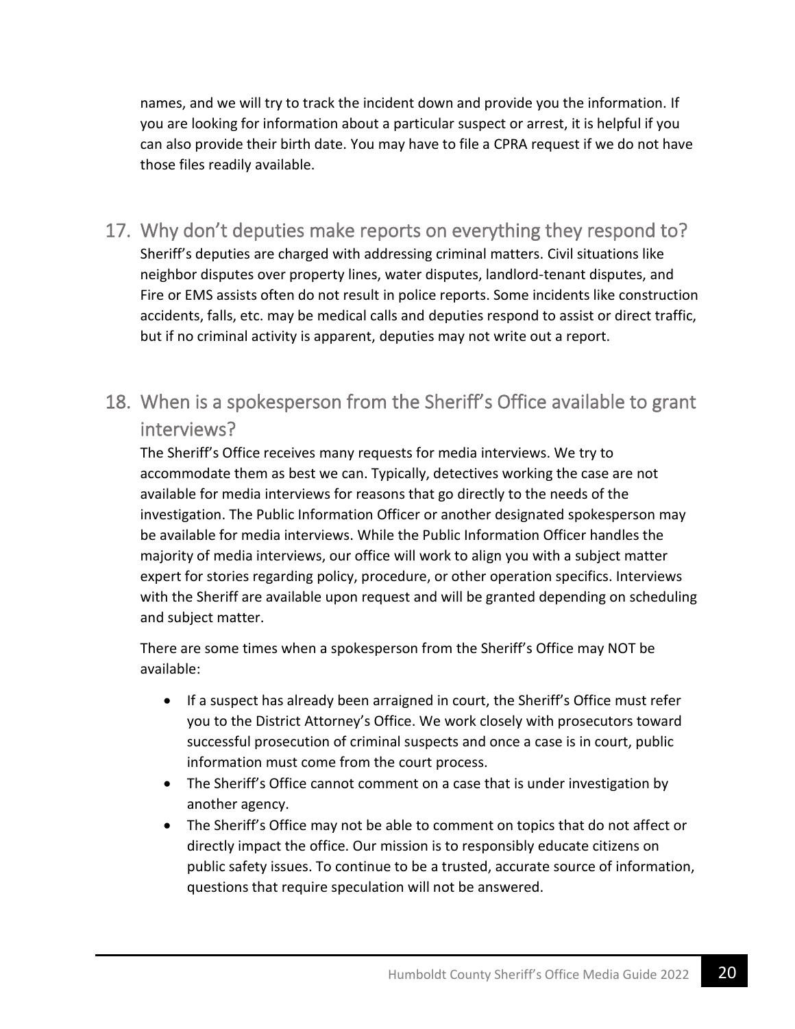names, and we will try to track the incident down and provide you the information. If you are looking for information about a particular suspect or arrest, it is helpful if you can also provide their birth date. You may have to file a CPRA request if we do not have those files readily available.

## 17. Why don't deputies make reports on everything they respond to?

Sheriff's deputies are charged with addressing criminal matters. Civil situations like neighbor disputes over property lines, water disputes, landlord-tenant disputes, and Fire or EMS assists often do not result in police reports. Some incidents like construction accidents, falls, etc. may be medical calls and deputies respond to assist or direct traffic, but if no criminal activity is apparent, deputies may not write out a report.

## 18. When is a spokesperson from the Sheriff's Office available to grant interviews?

The Sheriff's Office receives many requests for media interviews. We try to accommodate them as best we can. Typically, detectives working the case are not available for media interviews for reasons that go directly to the needs of the investigation. The Public Information Officer or another designated spokesperson may be available for media interviews. While the Public Information Officer handles the majority of media interviews, our office will work to align you with a subject matter expert for stories regarding policy, procedure, or other operation specifics. Interviews with the Sheriff are available upon request and will be granted depending on scheduling and subject matter.

There are some times when a spokesperson from the Sheriff's Office may NOT be available:

- If a suspect has already been arraigned in court, the Sheriff's Office must refer you to the District Attorney's Office. We work closely with prosecutors toward successful prosecution of criminal suspects and once a case is in court, public information must come from the court process.
- The Sheriff's Office cannot comment on a case that is under investigation by another agency.
- The Sheriff's Office may not be able to comment on topics that do not affect or directly impact the office. Our mission is to responsibly educate citizens on public safety issues. To continue to be a trusted, accurate source of information, questions that require speculation will not be answered.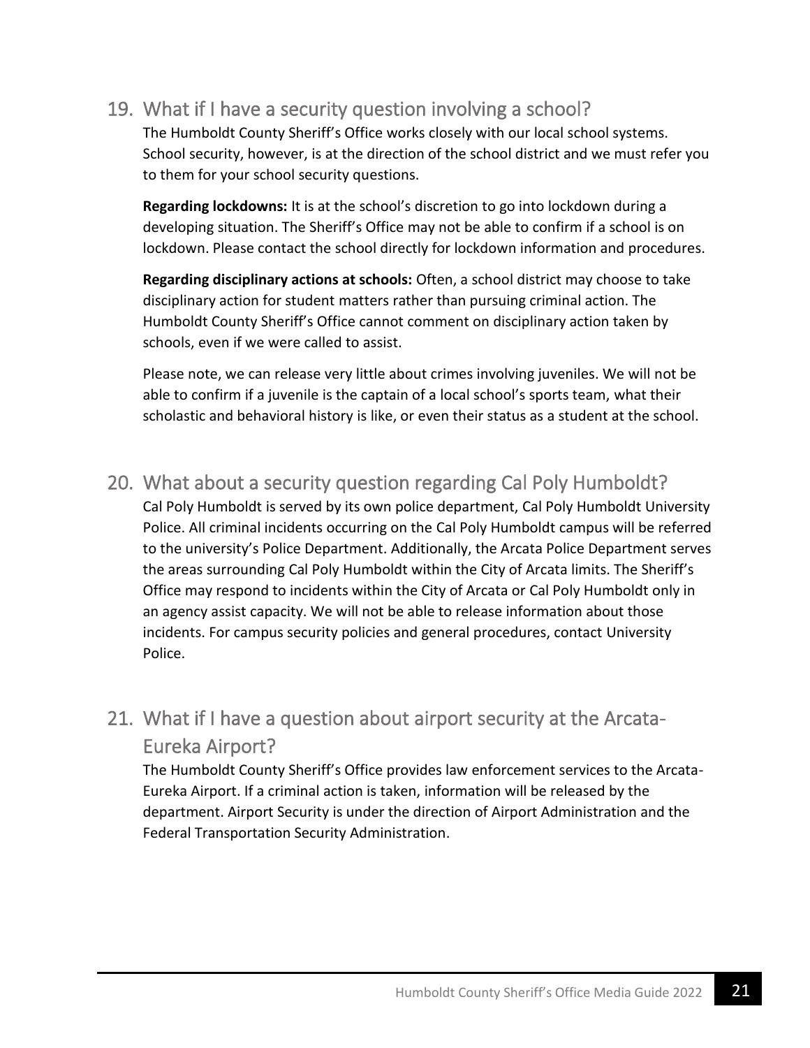## 19. What if I have a security question involving a school?

The Humboldt County Sheriff's Office works closely with our local school systems. School security, however, is at the direction of the school district and we must refer you to them for your school security questions.

**Regarding lockdowns:** It is at the school's discretion to go into lockdown during a developing situation. The Sheriff's Office may not be able to confirm if a school is on lockdown. Please contact the school directly for lockdown information and procedures.

**Regarding disciplinary actions at schools:** Often, a school district may choose to take disciplinary action for student matters rather than pursuing criminal action. The Humboldt County Sheriff's Office cannot comment on disciplinary action taken by schools, even if we were called to assist.

Please note, we can release very little about crimes involving juveniles. We will not be able to confirm if a juvenile is the captain of a local school's sports team, what their scholastic and behavioral history is like, or even their status as a student at the school.

## 20. What about a security question regarding Cal Poly Humboldt?

Cal Poly Humboldt is served by its own police department, Cal Poly Humboldt University Police. All criminal incidents occurring on the Cal Poly Humboldt campus will be referred to the university's Police Department. Additionally, the Arcata Police Department serves the areas surrounding Cal Poly Humboldt within the City of Arcata limits. The Sheriff's Office may respond to incidents within the City of Arcata or Cal Poly Humboldt only in an agency assist capacity. We will not be able to release information about those incidents. For campus security policies and general procedures, contact University Police.

## 21. What if I have a question about airport security at the Arcata-Eureka Airport?

The Humboldt County Sheriff's Office provides law enforcement services to the Arcata-Eureka Airport. If a criminal action is taken, information will be released by the department. Airport Security is under the direction of Airport Administration and the Federal Transportation Security Administration.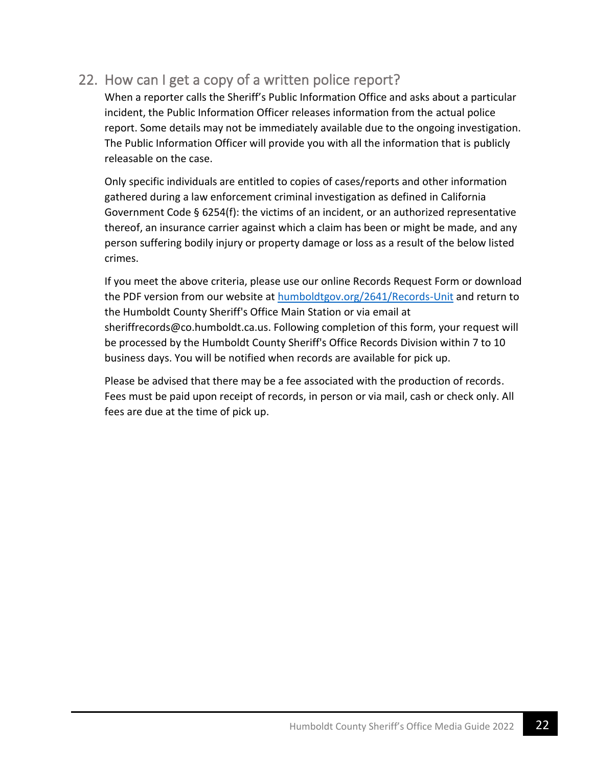## 22. How can I get a copy of a written police report?

When a reporter calls the Sheriff's Public Information Office and asks about a particular incident, the Public Information Officer releases information from the actual police report. Some details may not be immediately available due to the ongoing investigation. The Public Information Officer will provide you with all the information that is publicly releasable on the case.

Only specific individuals are entitled to copies of cases/reports and other information gathered during a law enforcement criminal investigation as defined in California Government Code § 6254(f): the victims of an incident, or an authorized representative thereof, an insurance carrier against which a claim has been or might be made, and any person suffering bodily injury or property damage or loss as a result of the below listed crimes.

If you meet the above criteria, please use our online Records Request Form or download the PDF version from our website at [humboldtgov.org/2641/Records-Unit](humboldtgov.org/2641/Records-Unit) and return to the Humboldt County Sheriff's Office Main Station or via email at sheriffrecords@co.humboldt.ca.us. Following completion of this form, your request will be processed by the Humboldt County Sheriff's Office Records Division within 7 to 10 business days. You will be notified when records are available for pick up.

Please be advised that there may be a fee associated with the production of records. Fees must be paid upon receipt of records, in person or via mail, cash or check only. All fees are due at the time of pick up.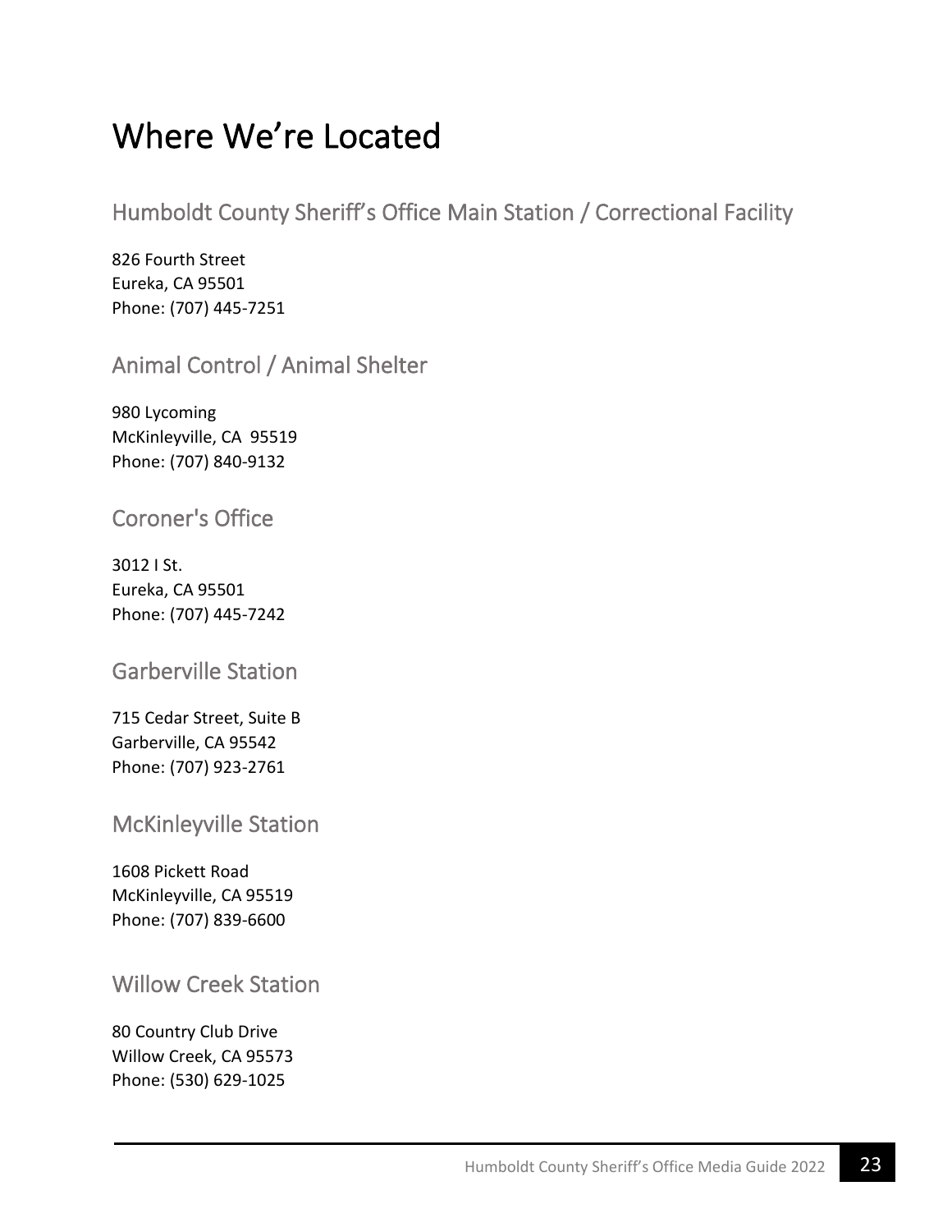# Where We're Located

## Humboldt County Sheriff's Office Main Station / Correctional Facility

826 Fourth Street
Eureka, CA 95501
Phone: (707) 445-7251

## Animal Control / Animal Shelter

980 Lycoming
McKinleyville, CA 95519
Phone: (707) 840-9132

## Coroner's Office

3012 I St.
Eureka, CA 95501
Phone: (707) 445-7242

## Garberville Station

715 Cedar Street, Suite B
Garberville, CA 95542
Phone: (707) 923-2761

## McKinleyville Station

1608 Pickett Road
McKinleyville, CA 95519
Phone: (707) 839-6600

## Willow Creek Station

80 Country Club Drive
Willow Creek, CA 95573
Phone: (530) 629-1025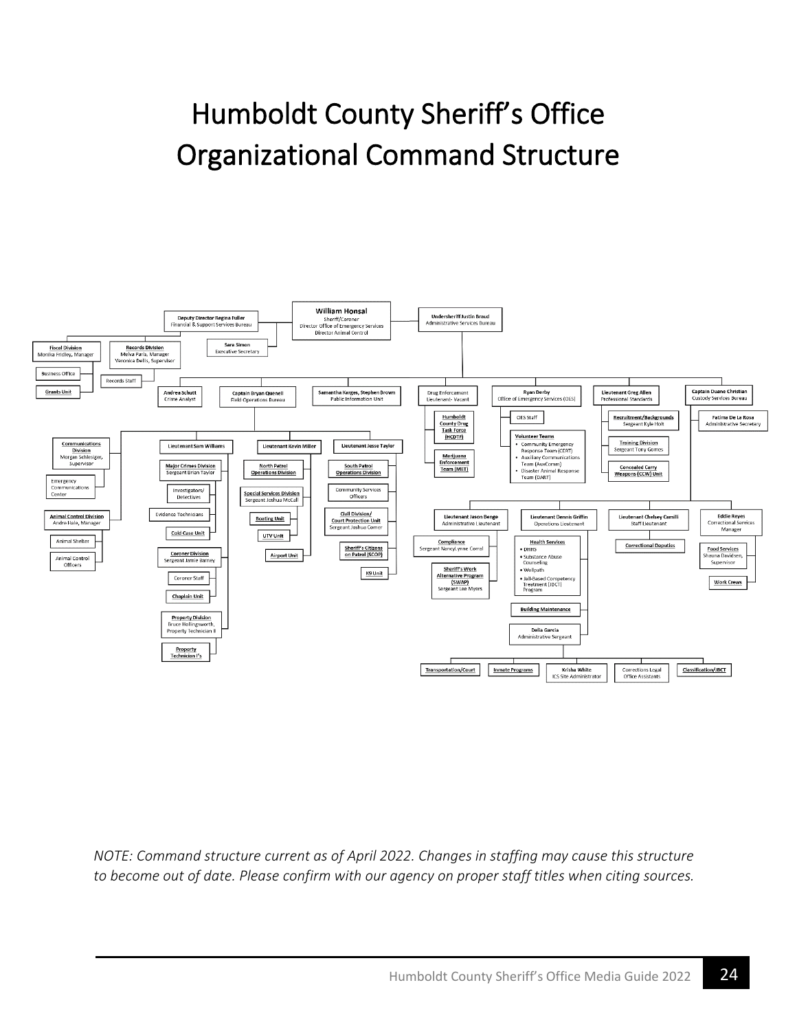# Humboldt County Sheriff's Office Organizational Command Structure

- **William Honsal** — Sheriff/Coroner, Director Office of Emergency Services, Director Animal Control
  - **Deputy Director Regina Fuller** — Financial & Support Services Bureau
    - **Fiscal Division** — Monika Fridley, Manager
      - Business Office
      - **Grants Unit**
    - **Records Division** — Melva Paris, Manager; Veronica Dellis, Supervisor
      - Records Staff
  - **Sara Simon** — Executive Secretary
  - **Undersheriff Justin Braud** — Administrative Services Bureau
    - **Andrea Schutt** — Crime Analyst
    - **Captain Bryan Quenell** — Field Operations Bureau
      - **Communications Division** — Morgan Schlesiger, Supervisor
        - Emergency Communications Center
      - **Animal Control Division** — Andre Hale, Manager
        - Animal Shelter
        - Animal Control Officers
      - **Lieutenant Sam Williams**
        - **Major Crimes Division** — Sergeant Brian Taylor
          - Investigators/Detectives
        - Evidence Technicians
        - **Cold Case Unit**
        - **Coroner Division** — Sergeant Jamie Barney
          - Coroner Staff
          - **Chaplain Unit**
        - **Property Division** — Bruce Hollingsworth, Property Technician II
          - **Property Technician I's**
      - **Lieutenant Kevin Miller**
        - **North Patrol Operations Division**
        - **Special Services Division** — Sergeant Joshua McCall
          - **Boating Unit**
          - **UTV Unit**
        - **Airport Unit**
      - **Lieutenant Jesse Taylor**
        - **South Patrol Operations Division**
        - Community Services Officers
        - **Civil Division/Court Protection Unit** — Sergeant Joshua Comer
        - **Sheriff's Citizens on Patrol (SCOP)**
        - **K9 Unit**
    - **Samantha Karges, Stephen Brown** — Public Information Unit
    - **Drug Enforcement Lieutenant** - Vacant
      - **Humboldt County Drug Task Force (HCDTF)**
      - **Marijuana Enforcement Team (MET)**
    - **Ryan Derby** — Office of Emergency Services (OES)
      - OES Staff
      - **Volunteer Teams**
        - Community Emergency Response Team (CERT)
        - Auxiliary Communications Team (AuxComm)
        - Disaster Animal Response Team (DART)
    - **Lieutenant Greg Allen** — Professional Standards
      - **Recruitment/Backgrounds** — Sergeant Kyle Holt
      - **Training Division** — Sergeant Tony Gomes
      - **Concealed Carry Weapons (CCW) Unit**
    - **Captain Duane Christian** — Custody Services Bureau
      - **Fatima De La Rosa** — Administrative Secretary
      - **Lieutenant Jason Benge** — Administrative Lieutenant
        - **Compliance** — Sergeant NancyLynne Corral
        - **Sheriff's Work Alternative Program (SWAP)** — Sergeant Lee Myers
      - **Lieutenant Dennis Griffin** — Operations Lieutenant
        - **Health Services**
          - DHHS
          - Substance Abuse Counseling
          - Wellpath
          - Jail-Based Competency Treatment (JBCT) Program
        - **Building Maintenance**
        - **Delia Garcia** — Administrative Sergeant
          - **Transportation/Court**
          - **Inmate Programs**
          - **Krisha White** — ICS Site Administrator
          - Corrections Legal Office Assistants
          - **Classification/JBCT**
      - **Lieutenant Chelsey Camilli** — Staff Lieutenant
        - **Correctional Deputies**
      - **Eddie Reyes** — Correctional Services Manager
        - **Food Services** — Shauna Davidsen, Supervisor
        - **Work Crews**

*NOTE: Command structure current as of April 2022. Changes in staffing may cause this structure to become out of date. Please confirm with our agency on proper staff titles when citing sources.*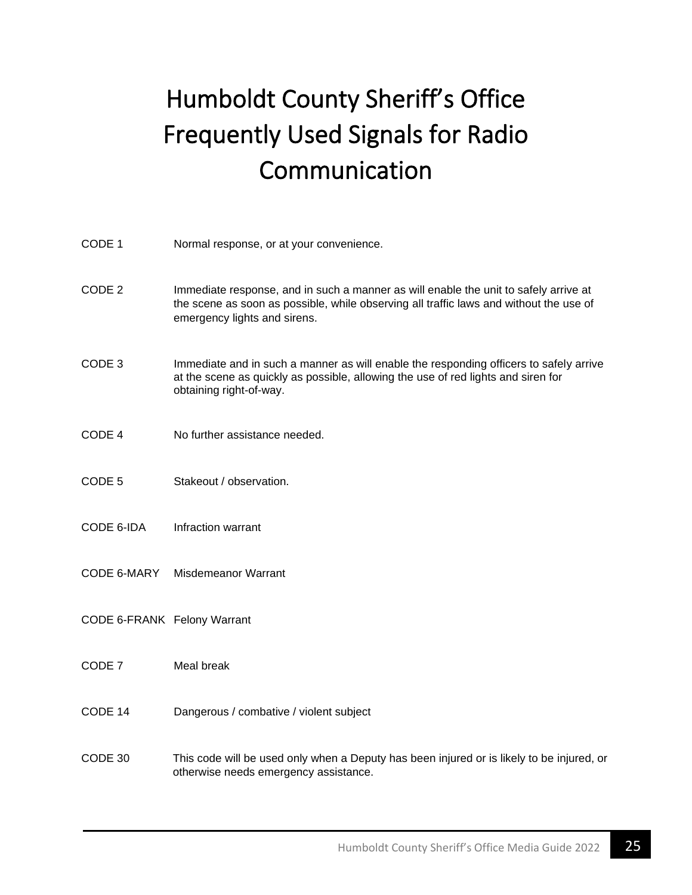# Humboldt County Sheriff's Office Frequently Used Signals for Radio Communication

| | |
|---|---|
| CODE 1 | Normal response, or at your convenience. |
| CODE 2 | Immediate response, and in such a manner as will enable the unit to safely arrive at the scene as soon as possible, while observing all traffic laws and without the use of emergency lights and sirens. |
| CODE 3 | Immediate and in such a manner as will enable the responding officers to safely arrive at the scene as quickly as possible, allowing the use of red lights and siren for obtaining right-of-way. |
| CODE 4 | No further assistance needed. |
| CODE 5 | Stakeout / observation. |
| CODE 6-IDA | Infraction warrant |
| CODE 6-MARY | Misdemeanor Warrant |
| CODE 6-FRANK | Felony Warrant |
| CODE 7 | Meal break |
| CODE 14 | Dangerous / combative / violent subject |
| CODE 30 | This code will be used only when a Deputy has been injured or is likely to be injured, or otherwise needs emergency assistance. |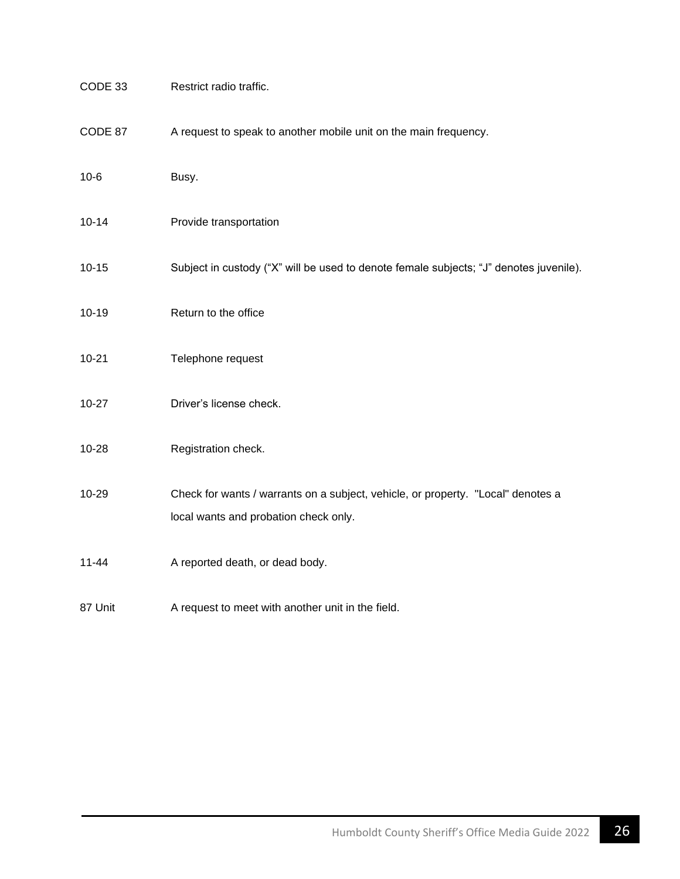| | |
|---|---|
| CODE 33 | Restrict radio traffic. |
| CODE 87 | A request to speak to another mobile unit on the main frequency. |
| 10-6 | Busy. |
| 10-14 | Provide transportation |
| 10-15 | Subject in custody ("X" will be used to denote female subjects; "J" denotes juvenile). |
| 10-19 | Return to the office |
| 10-21 | Telephone request |
| 10-27 | Driver's license check. |
| 10-28 | Registration check. |
| 10-29 | Check for wants / warrants on a subject, vehicle, or property. "Local" denotes a local wants and probation check only. |
| 11-44 | A reported death, or dead body. |
| 87 Unit | A request to meet with another unit in the field. |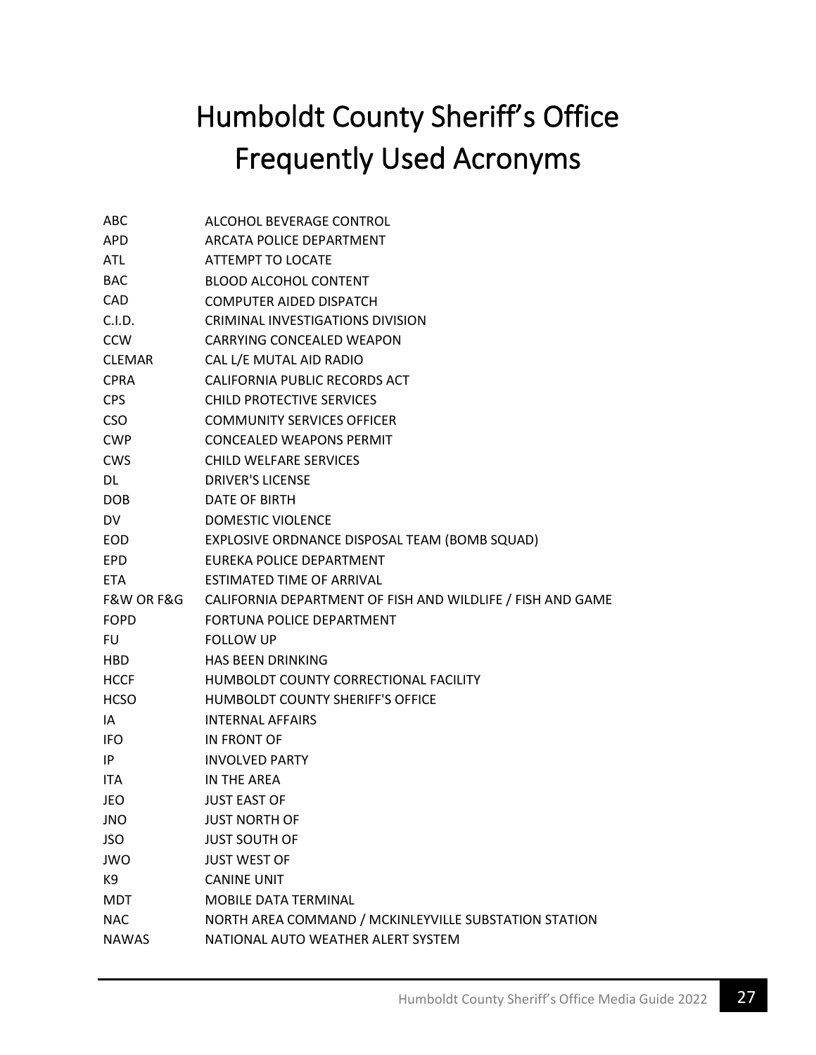# Humboldt County Sheriff's Office Frequently Used Acronyms

| | |
|---|---|
| ABC | ALCOHOL BEVERAGE CONTROL |
| APD | ARCATA POLICE DEPARTMENT |
| ATL | ATTEMPT TO LOCATE |
| BAC | BLOOD ALCOHOL CONTENT |
| CAD | COMPUTER AIDED DISPATCH |
| C.I.D. | CRIMINAL INVESTIGATIONS DIVISION |
| CCW | CARRYING CONCEALED WEAPON |
| CLEMAR | CAL L/E MUTAL AID RADIO |
| CPRA | CALIFORNIA PUBLIC RECORDS ACT |
| CPS | CHILD PROTECTIVE SERVICES |
| CSO | COMMUNITY SERVICES OFFICER |
| CWP | CONCEALED WEAPONS PERMIT |
| CWS | CHILD WELFARE SERVICES |
| DL | DRIVER'S LICENSE |
| DOB | DATE OF BIRTH |
| DV | DOMESTIC VIOLENCE |
| EOD | EXPLOSIVE ORDNANCE DISPOSAL TEAM (BOMB SQUAD) |
| EPD | EUREKA POLICE DEPARTMENT |
| ETA | ESTIMATED TIME OF ARRIVAL |
| F&W OR F&G | CALIFORNIA DEPARTMENT OF FISH AND WILDLIFE / FISH AND GAME |
| FOPD | FORTUNA POLICE DEPARTMENT |
| FU | FOLLOW UP |
| HBD | HAS BEEN DRINKING |
| HCCF | HUMBOLDT COUNTY CORRECTIONAL FACILITY |
| HCSO | HUMBOLDT COUNTY SHERIFF'S OFFICE |
| IA | INTERNAL AFFAIRS |
| IFO | IN FRONT OF |
| IP | INVOLVED PARTY |
| ITA | IN THE AREA |
| JEO | JUST EAST OF |
| JNO | JUST NORTH OF |
| JSO | JUST SOUTH OF |
| JWO | JUST WEST OF |
| K9 | CANINE UNIT |
| MDT | MOBILE DATA TERMINAL |
| NAC | NORTH AREA COMMAND / MCKINLEYVILLE SUBSTATION STATION |
| NAWAS | NATIONAL AUTO WEATHER ALERT SYSTEM |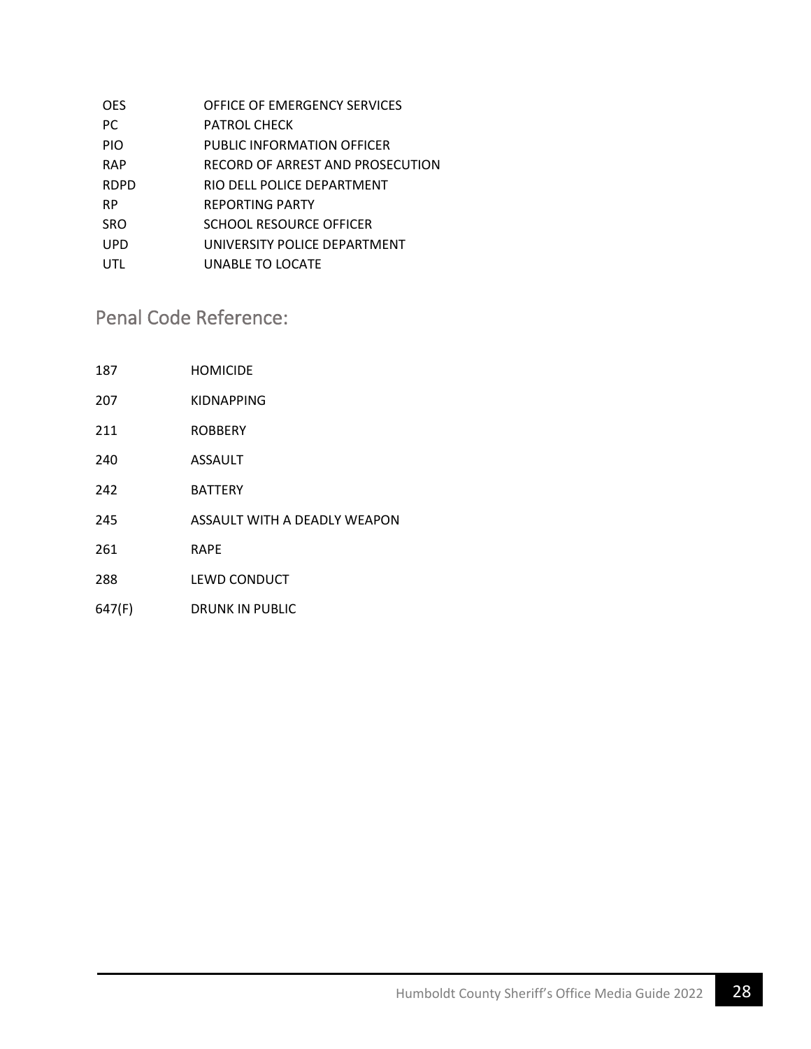| | |
|---|---|
| OES | OFFICE OF EMERGENCY SERVICES |
| PC | PATROL CHECK |
| PIO | PUBLIC INFORMATION OFFICER |
| RAP | RECORD OF ARREST AND PROSECUTION |
| RDPD | RIO DELL POLICE DEPARTMENT |
| RP | REPORTING PARTY |
| SRO | SCHOOL RESOURCE OFFICER |
| UPD | UNIVERSITY POLICE DEPARTMENT |
| UTL | UNABLE TO LOCATE |

## Penal Code Reference:

| | |
|---|---|
| 187 | HOMICIDE |
| 207 | KIDNAPPING |
| 211 | ROBBERY |
| 240 | ASSAULT |
| 242 | BATTERY |
| 245 | ASSAULT WITH A DEADLY WEAPON |
| 261 | RAPE |
| 288 | LEWD CONDUCT |
| 647(F) | DRUNK IN PUBLIC |